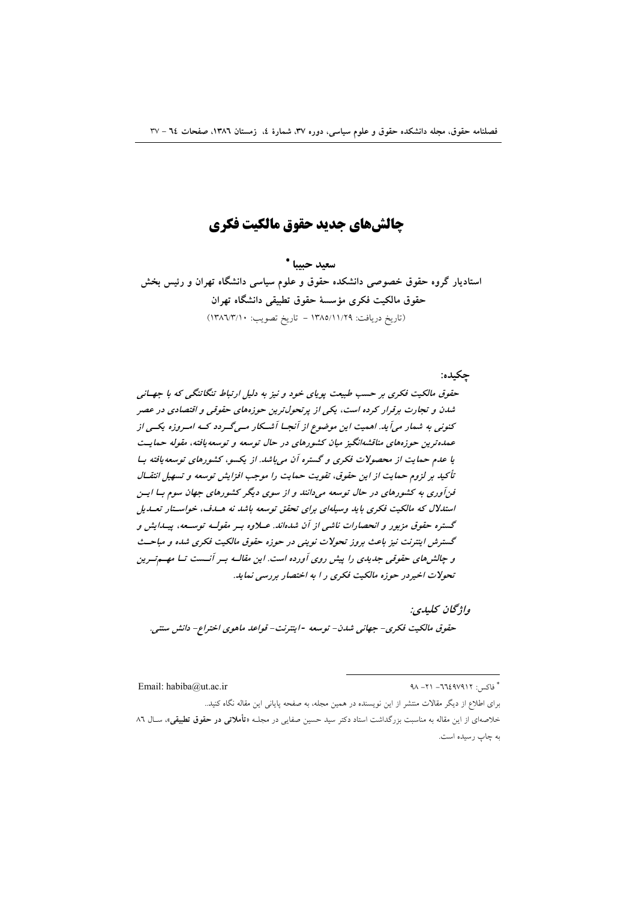# چالش‌های جدید حقوق مالکیت فکری

**سعید حبیبا** *

**استادیار گروه حقوق خصوصی دانشکده حقوق و علوم سیاسی دانشگاه تهران و رئیس بخش حقوق مالکیت فکری مؤسسهٔ حقوق تطبیقی دانشگاه تهران**

(تاریخ دریافت: ۱۳۸۵/۱۱/۲۹ - تاریخ تصویب: ۱۳۸۶/۳/۱۰)

**چکیده:**

***حقوق مالکیت فکری بر حسب طبیعت پویای خود و نیز به دلیل ارتباط تنگاتنگی که با جهانی شدن و تجارت برقرار کرده است، یکی از پرتحول‌ترین حوزه‌های حقوقی و اقتصادی در عصر کنونی به شمار می‌آید. اهمیت این موضوع از آنجا آشکار می‌گردد که امروزه یکی از عمده‌ترین حوزه‌های مناقشه‌انگیز میان کشورهای در حال توسعه و توسعه‌یافته، مقوله حمایت یا عدم حمایت از محصولات فکری و گستره آن می‌باشد. از یکسو، کشورهای توسعه‌یافته با تأکید بر لزوم حمایت از این حقوق، تقویت حمایت را موجب افزایش توسعه و تسهیل انتقال فن‌آوری به کشورهای در حال توسعه می‌دانند و از سوی دیگر کشورهای جهان سوم با این استدلال که مالکیت فکری باید وسیله‌ای برای تحقق توسعه باشد نه هدف، خواستار تعدیل گستره حقوق مزبور و انحصارات ناشی از آن شده‌اند. علاوه بر مقوله توسعه، پیدایش و گسترش اینترنت نیز باعث بروز تحولات نوینی در حوزه حقوق مالکیت فکری شده و مباحث و چالش‌های حقوقی جدیدی را پیش روی آورده است. این مقاله بر آنست تا مهم‌ترین تحولات اخیردر حوزه مالکیت فکری ر ا به اختصار بررسی نماید.***

***واژگان کلیدی:***

***حقوق مالکیت فکری- جهانی شدن- توسعه -اینترنت- قواعد ماهوی اختراع- دانش سنتی.***

---

* فاکس: ۶۶۴۹۷۹۱۲- ۲۱- ۹۸ Email: habiba@ut.ac.ir

برای اطلاع از دیگر مقالات منتشر از این نویسنده در همین مجله، به صفحه پایانی این مقاله نگاه کنید.

خلاصه‌ای از این مقاله به مناسبت بزرگداشت استاد دکتر سید حسین صفایی در مجله «**تأملاتی در حقوق تطبیقی**»، سال ۸۶ به چاپ رسیده است.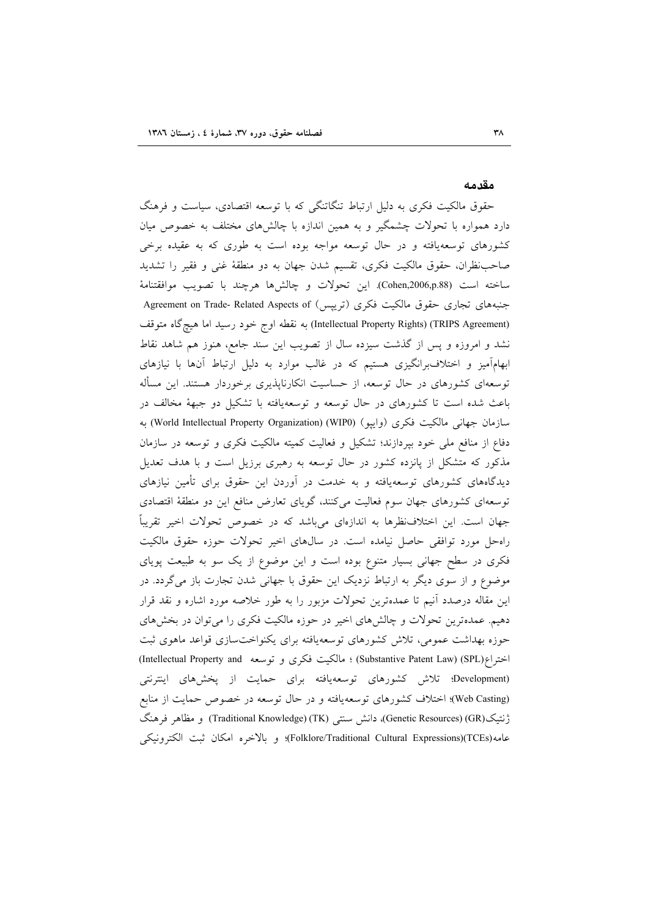## مقدمه

حقوق مالکیت فکری به دلیل ارتباط تنگاتنگی که با توسعه اقتصادی، سیاست و فرهنگ دارد همواره با تحولات چشمگیر و به همین اندازه با چالش‌های مختلف به خصوص میان کشورهای توسعه‌یافته و در حال توسعه مواجه بوده است به طوری که به عقیده برخی صاحب‌نظران، حقوق مالکیت فکری، تقسیم شدن جهان به دو منطقهٔ غنی و فقیر را تشدید ساخته است (Cohen,2006,p.88). این تحولات و چالش‌ها هرچند با تصویب موافقتنامهٔ جنبه‌های تجاری حقوق مالکیت فکری (تریپس) (Agreement on Trade- Related Aspects of Intellectual Property Rights) (TRIPS Agreement) به نقطه اوج خود رسید اما هیچ‌گاه متوقف نشد و امروزه و پس از گذشت سیزده سال از تصویب این سند جامع، هنوز هم شاهد نقاط ابهام‌آمیز و اختلاف‌برانگیزی هستیم که در غالب موارد به دلیل ارتباط آن‌ها با نیازهای توسعه‌ای کشورهای در حال توسعه، از حساسیت انکارناپذیری برخوردار هستند. این مسأله باعث شده است تا کشورهای در حال توسعه و توسعه‌یافته با تشکیل دو جبههٔ مخالف در سازمان جهانی مالکیت فکری (وایپو) (World Intellectual Property Organization) (WIP0) به دفاع از منافع ملی خود بپردازند؛ تشکیل و فعالیت کمیته مالکیت فکری و توسعه در سازمان مذکور که متشکل از پانزده کشور در حال توسعه به رهبری برزیل است و با هدف تعدیل دیدگاه‌های کشورهای توسعه‌یافته و به خدمت در آوردن این حقوق برای تأمین نیازهای توسعه‌ای کشورهای جهان سوم فعالیت می‌کنند، گویای تعارض منافع این دو منطقهٔ اقتصادی جهان است. این اختلاف‌نظرها به اندازه‌ای می‌باشد که در خصوص تحولات اخیر تقریباً راه‌حل مورد توافقی حاصل نیامده است. در سال‌های اخیر تحولات حوزه حقوق مالکیت فکری در سطح جهانی بسیار متنوع بوده است و این موضوع از یک سو به طبیعت پویای موضوع و از سوی دیگر به ارتباط نزدیک این حقوق با جهانی شدن تجارت باز می‌گردد. در این مقاله درصدد آنیم تا عمده‌ترین تحولات مزبور را به طور خلاصه مورد اشاره و نقد قرار دهیم. عمده‌ترین تحولات و چالش‌های اخیر در حوزه مالکیت فکری را می‌توان در بخش‌های حوزه بهداشت عمومی، تلاش کشورهای توسعه‌یافته برای یکنواخت‌سازی قواعد ماهوی ثبت اختراع(Substantive Patent Law) (SPL) ؛ مالکیت فکری و توسعه (Intellectual Property and Development)؛ تلاش کشورهای توسعه‌یافته برای حمایت از پخش‌های اینترنتی (Web Casting)؛ اختلاف کشورهای توسعه‌یافته و در حال توسعه در خصوص حمایت از منابع ژنتیک(Genetic Resources) (GR)، دانش سنتی (Traditional Knowledge) (TK) و مظاهر فرهنگ عامه(Folklore/Traditional Cultural Expressions)(TCEs)؛ و بالاخره امکان ثبت الکترونیکی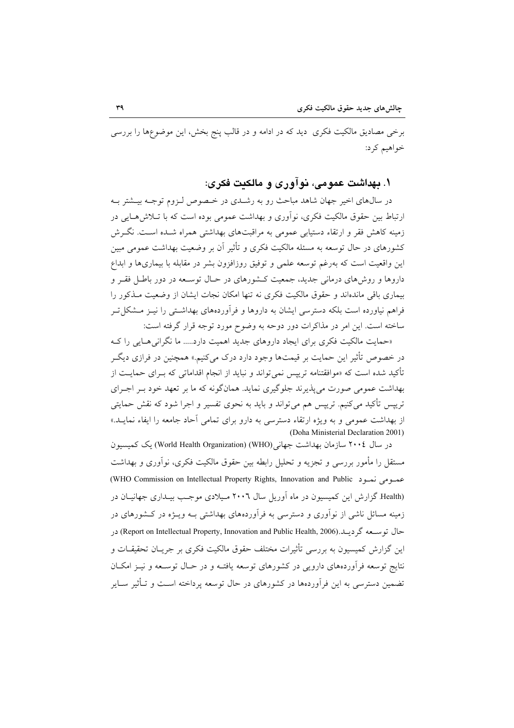برخی مصادیق مالکیت فکری دید که در ادامه و در قالب پنج بخش، این موضوع‌ها را بررسی خواهیم کرد:

## ۱. بهداشت عمومی، نوآوری و مالکیت فکری:

در سال‌های اخیر جهان شاهد مباحث رو به رشدی در خصوص لزوم توجه بیشتر به ارتباط بین حقوق مالکیت فکری، نوآوری و بهداشت عمومی بوده است که با تلاش‌هایی در زمینه کاهش فقر و ارتقاء دستیابی عمومی به مراقبت‌های بهداشتی همراه شده است. نگرش کشورهای در حال توسعه به مسئله مالکیت فکری و تأثیر آن بر وضعیت بهداشت عمومی مبین این واقعیت است که به‌رغم توسعه علمی و توفیق روزافزون بشر در مقابله با بیماری‌ها و ابداع داروها و روش‌های درمانی جدید، جمعیت کشورهای در حال توسعه در دور باطل فقر و بیماری باقی مانده‌اند و حقوق مالکیت فکری نه تنها امکان نجات ایشان از وضعیت مذکور را فراهم نیاورده است بلکه دسترسی ایشان به داروها و فرآورده‌های بهداشتی را نیز مشکل‌تر ساخته است. این امر در مذاکرات دور دوحه به وضوح مورد توجه قرار گرفته است:

«حمایت مالکیت فکری برای ایجاد داروهای جدید اهمیت دارد..... ما نگرانی‌هایی را که در خصوص تأثیر این حمایت بر قیمت‌ها وجود دارد درک می‌کنیم.» همچنین در فرازی دیگر تأکید شده است که «موافقتنامه تریپس نمی‌تواند و نباید از انجام اقداماتی که برای حمایت از بهداشت عمومی صورت می‌پذیرند جلوگیری نماید. همان‌گونه که ما بر تعهد خود بر اجرای تریپس تأکید می‌کنیم. تریپس هم می‌تواند و باید به نحوی تفسیر و اجرا شود که نقش حمایتی از بهداشت عمومی و به ویژه ارتقاء دسترسی به دارو برای تمامی آحاد جامعه را ایفاء نماید.» (Doha Ministerial Declaration 2001)

در سال ۲۰۰٤ سازمان بهداشت جهانی(World Health Organization (WHO)) یک کمیسیون مستقل را مأمور بررسی و تجزیه و تحلیل رابطه بین حقوق مالکیت فکری، نوآوری و بهداشت عمومی نمود (WHO Commission on Intellectual Property Rights, Innovation and Public Health). گزارش این کمیسیون در ماه آوریل سال ۲۰۰٦ میلادی موجب بیداری جهانیان در زمینه مسائل ناشی از نوآوری و دسترسی به فرآورده‌های بهداشتی به ویژه در کشورهای در حال توسعه گردید.(Report on Intellectual Property, Innovation and Public Health, 2006) در این گزارش کمیسیون به بررسی تأثیرات مختلف حقوق مالکیت فکری بر جریان تحقیقات و نتایج توسعه فرآورده‌های دارویی در کشورهای توسعه یافته و در حال توسعه و نیز امکان تضمین دسترسی به این فرآورده‌ها در کشورهای در حال توسعه پرداخته است و تأثیر سایر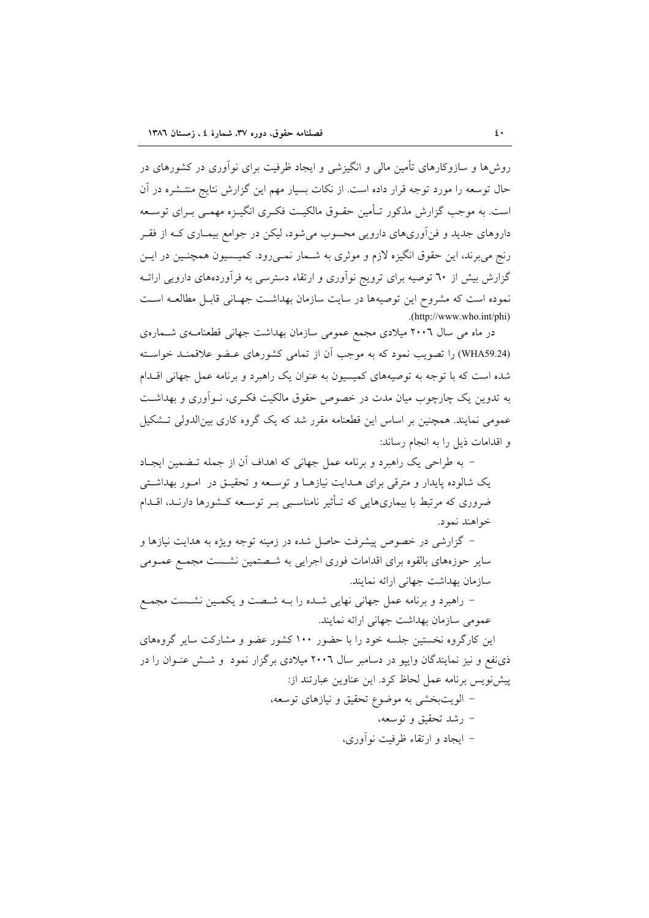روش‌ها و سازوکارهای تأمین مالی و انگیزشی و ایجاد ظرفیت برای نوآوری در کشورهای در حال توسعه را مورد توجه قرار داده است. از نکات بسیار مهم این گزارش نتایج منتشره در آن است. به موجب گزارش مذکور تأمین حقوق مالکیت فکری انگیزه مهمی برای توسعه داروهای جدید و فن‌آوری‌های دارویی محسوب می‌شود، لیکن در جوامع بیماری که از فقر رنج می‌برند، این حقوق انگیزه لازم و موثری به شمار نمی‌رود. کمیسیون همچنین در این گزارش بیش از ٦٠ توصیه برای ترویج نوآوری و ارتقاء دسترسی به فرآورده‌های دارویی ارائه نموده است که مشروح این توصیه‌ها در سایت سازمان بهداشت جهانی قابل مطالعه است (http://www.who.int/phi).

در ماه می سال ٢٠٠٦ میلادی مجمع عمومی سازمان بهداشت جهانی قطعنامه‌ی شماره‌ی (WHA59.24) را تصویب نمود که به موجب آن از تمامی کشورهای عضو علاقمند خواسته شده است که با توجه به توصیه‌های کمیسیون به عنوان یک راهبرد و برنامه عمل جهانی اقدام به تدوین یک چارچوب میان مدت در خصوص حقوق مالکیت فکری، نوآوری و بهداشت عمومی نمایند. همچنین بر اساس این قطعنامه مقرر شد که یک گروه کاری بین‌الدولی تشکیل و اقدامات ذیل را به انجام رساند:

- به طراحی یک راهبرد و برنامه عمل جهانی که اهداف آن از جمله تضمین ایجاد یک شالوده پایدار و مترقی برای هدایت نیازها و توسعه و تحقیق در امور بهداشتی ضروری که مرتبط با بیماری‌هایی که تأثیر نامناسبی بر توسعه کشورها دارند، اقدام خواهند نمود.
- گزارشی در خصوص پیشرفت حاصل شده در زمینه توجه ویژه به هدایت نیازها و سایر حوزه‌های بالقوه برای اقدامات فوری اجرایی به شصتمین نشست مجمع عمومی سازمان بهداشت جهانی ارائه نمایند.
- راهبرد و برنامه عمل جهانی نهایی شده را به شصت و یکمین نشست مجمع عمومی سازمان بهداشت جهانی ارائه نمایند.

این کارگروه نخستین جلسه خود را با حضور ١٠٠ کشور عضو و مشارکت سایر گروه‌های ذی‌نفع و نیز نمایندگان وایپو در دسامبر سال ٢٠٠٦ میلادی برگزار نمود و شش عنوان را در پیش‌نویس برنامه عمل لحاظ کرد. این عناوین عبارتند از:

- الویت‌بخشی به موضوع تحقیق و نیازهای توسعه،
- رشد تحقیق و توسعه،
- ایجاد و ارتقاء ظرفیت نوآوری،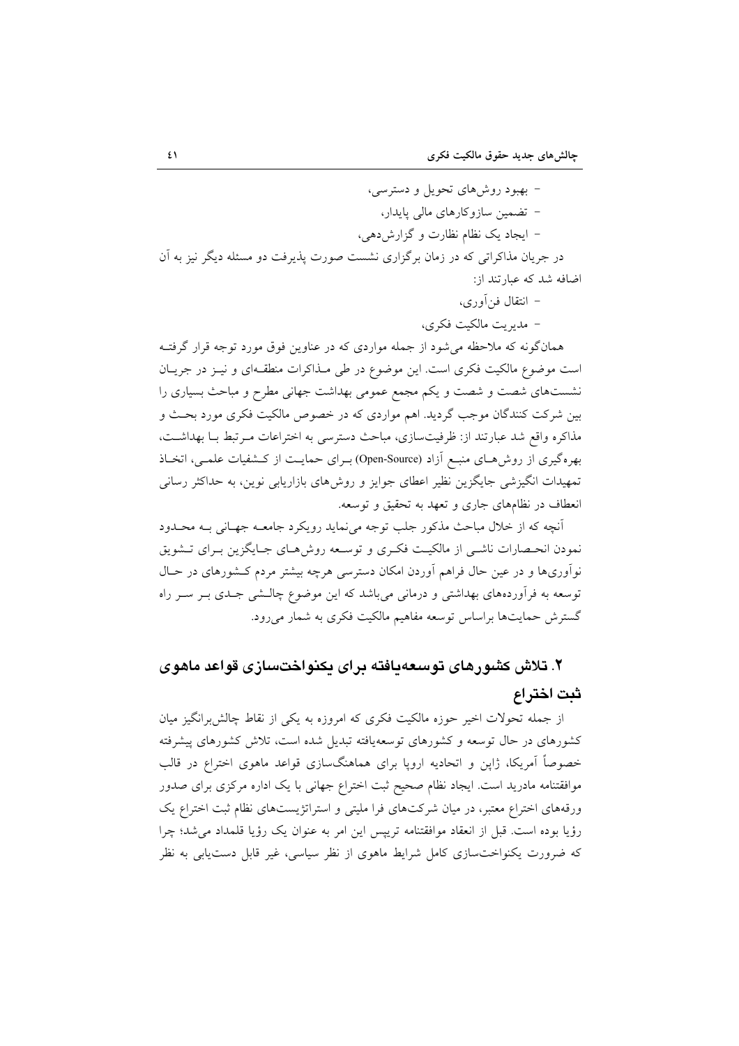- بهبود روش‌های تحویل و دسترسی،
- تضمین سازوکارهای مالی پایدار،
- ایجاد یک نظام نظارت و گزارش‌دهی،

در جریان مذاکراتی که در زمان برگزاری نشست صورت پذیرفت دو مسئله دیگر نیز به آن اضافه شد که عبارتند از:

- انتقال فن‌آوری،
- مدیریت مالکیت فکری،

همان‌گونه که ملاحظه می‌شود از جمله مواردی که در عناوین فوق مورد توجه قرار گرفته است موضوع مالکیت فکری است. این موضوع در طی مذاکرات منطقه‌ای و نیز در جریان نشست‌های شصت و شصت و یکم مجمع عمومی بهداشت جهانی مطرح و مباحث بسیاری را بین شرکت کنندگان موجب گردید. اهم مواردی که در خصوص مالکیت فکری مورد بحث و مذاکره واقع شد عبارتند از: ظرفیت‌سازی، مباحث دسترسی به اختراعات مرتبط با بهداشت، بهره‌گیری از روش‌های منبع آزاد (Open-Source) برای حمایت از کشفیات علمی، اتخاذ تمهیدات انگیزشی جایگزین نظیر اعطای جوایز و روش‌های بازاریابی نوین، به حداکثر رسانی انعطاف در نظام‌های جاری و تعهد به تحقیق و توسعه.

آنچه که از خلال مباحث مذکور جلب توجه می‌نماید رویکرد جامعه جهانی به محدود نمودن انحصارات ناشی از مالکیت فکری و توسعه روش‌های جایگزین برای تشویق نوآوری‌ها و در عین حال فراهم آوردن امکان دسترسی هرچه بیشتر مردم کشورهای در حال توسعه به فرآورده‌های بهداشتی و درمانی می‌باشد که این موضوع چالشی جدی بر سر راه گسترش حمایت‌ها براساس توسعه مفاهیم مالکیت فکری به شمار می‌رود.

## ۲. تلاش کشورهای توسعه‌یافته برای یکنواخت‌سازی قواعد ماهوی ثبت اختراع

از جمله تحولات اخیر حوزه مالکیت فکری که امروزه به یکی از نقاط چالش‌برانگیز میان کشورهای در حال توسعه و کشورهای توسعه‌یافته تبدیل شده است، تلاش کشورهای پیشرفته خصوصاً آمریکا، ژاپن و اتحادیه اروپا برای هماهنگ‌سازی قواعد ماهوی اختراع در قالب موافقتنامه مادرید است. ایجاد نظام صحیح ثبت اختراع جهانی با یک اداره مرکزی برای صدور ورقه‌های اختراع معتبر، در میان شرکت‌های فرا ملیتی و استراتژیست‌های نظام ثبت اختراع یک رؤیا بوده است. قبل از انعقاد موافقتنامه تریپس این امر به عنوان یک رؤیا قلمداد می‌شد؛ چرا که ضرورت یکنواخت‌سازی کامل شرایط ماهوی از نظر سیاسی، غیر قابل دست‌یابی به نظر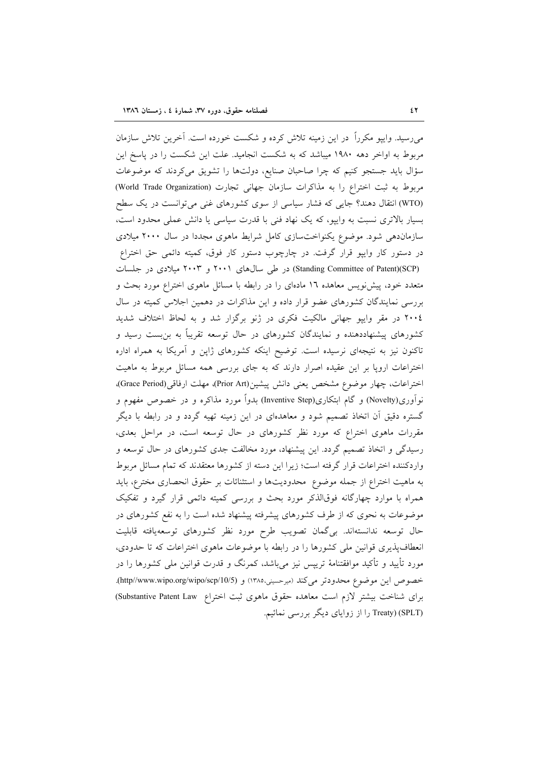می‌رسید. وایپو مکرراً در این زمینه تلاش کرده و شکست خورده است. آخرین تلاش سازمان مربوط به اواخر دهه ۱۹۸۰ میباشد که به شکست انجامید. علت این شکست را در پاسخ این سؤال باید جستجو کنیم که چرا صاحبان صنایع، دولت‌ها را تشویق می‌کردند که موضوعات مربوط به ثبت اختراع را به مذاکرات سازمان جهانی تجارت (World Trade Organization) (WTO) انتقال دهند؟ جایی که فشار سیاسی از سوی کشورهای غنی می‌توانست در یک سطح بسیار بالاتری نسبت به وایپو، که یک نهاد فنی با قدرت سیاسی یا دانش عملی محدود است، سازماندهی شود. موضوع یکنواخت‌سازی کامل شرایط ماهوی مجددا در سال ۲۰۰۰ میلادی در دستور کار وایپو قرار گرفت. در چارچوب دستور کار فوق، کمیته دائمی حق اختراع (Standing Committee of Patent)(SCP) در طی سال‌های ۲۰۰۱ و ۲۰۰۳ میلادی در جلسات متعدد خود، پیش‌نویس معاهده ۱۶ ماده‌ای را در رابطه با مسائل ماهوی اختراع مورد بحث و بررسی نمایندگان کشورهای عضو قرار داده و این مذاکرات در دهمین اجلاس کمیته در سال ۲۰۰٤ در مقر وایپو جهانی مالکیت فکری در ژنو برگزار شد و به لحاظ اختلاف شدید کشورهای پیشنهاددهنده و نمایندگان کشورهای در حال توسعه تقریباً به بن‌بست رسید و تاکنون نیز به نتیجه‌ای نرسیده است. توضیح اینکه کشورهای ژاپن و آمریکا به همراه اداره اختراعات اروپا بر این عقیده اصرار دارند که به جای بررسی همه مسائل مربوط به ماهیت اختراعات، چهار موضوع مشخص یعنی دانش پیشین(Prior Art)، مهلت ارفاقی(Grace Period)، نوآوری(Novelty) و گام ابتکاری(Inventive Step) بدواً مورد مذاکره و در خصوص مفهوم و گستره دقیق آن اتخاذ تصمیم شود و معاهده‌ای در این زمینه تهیه گردد و در رابطه با دیگر مقررات ماهوی اختراع که مورد نظر کشورهای در حال توسعه است، در مراحل بعدی، رسیدگی و اتخاذ تصمیم گردد. این پیشنهاد، مورد مخالفت جدی کشورهای در حال توسعه و واردکننده اختراعات قرار گرفته است؛ زیرا این دسته از کشورها معتقدند که تمام مسائل مربوط به ماهیت اختراع از جمله موضوع محدودیت‌ها و استثنائات بر حقوق انحصاری مخترع، باید همراه با موارد چهارگانه فوق‌الذکر مورد بحث و بررسی کمیته دائمی قرار گیرد و تفکیک موضوعات به نحوی که از طرف کشورهای پیشرفته پیشنهاد شده است را به نفع کشورهای در حال توسعه ندانسته‌اند. بی‌گمان تصویب طرح مورد نظر کشورهای توسعه‌یافته قابلیت انعطاف‌پذیری قوانین ملی کشورها را در رابطه با موضوعات ماهوی اختراعات که تا حدودی، مورد تأیید و تأکید موافقتنامهٔ تریپس نیز می‌باشد، کمرنگ و قدرت قوانین ملی کشورها را در خصوص این موضوع محدودتر می‌کند (میرحسینی،۱۳۸۵) و (http//www.wipo.org/wipo/scp/10/5). برای شناخت بیشتر لازم است معاهده حقوق ماهوی ثبت اختراع (Substantive Patent Law Treaty) (SPLT) را از زوایای دیگر بررسی نمائیم.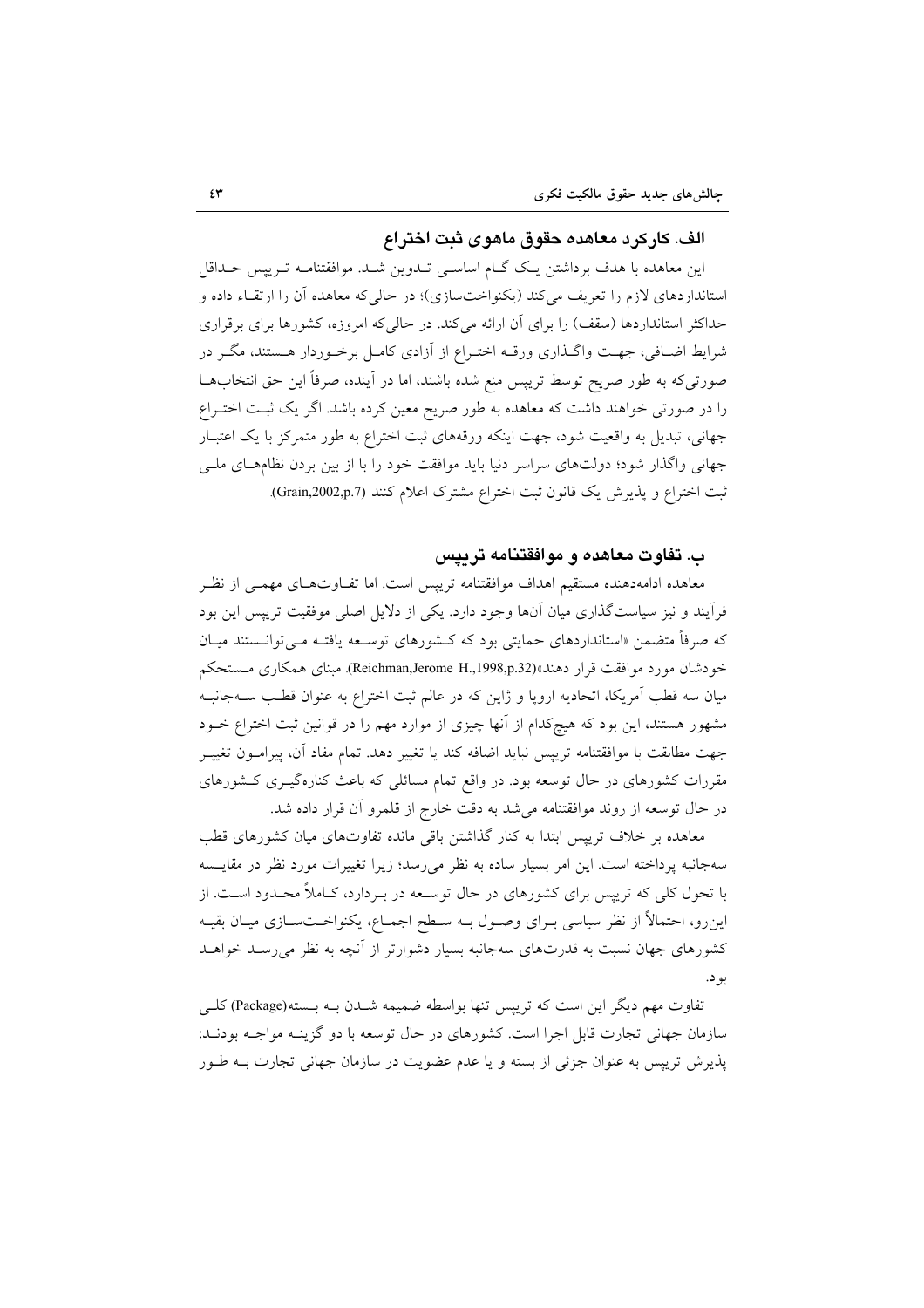### الف. کارکرد معاهده حقوق ماهوی ثبت اختراع

این معاهده با هدف برداشتن یک گام اساسی تدوین شد. موافقتنامه تریپس حداقل استانداردهای لازم را تعریف می‌کند (یکنواخت‌سازی)؛ در حالی‌که معاهده آن را ارتقاء داده و حداکثر استانداردها (سقف) را برای آن ارائه می‌کند. در حالی‌که امروزه، کشورها برای برقراری شرایط اضافی، جهت واگذاری ورقه اختراع از آزادی کامل برخوردار هستند، مگر در صورتی‌که به طور صریح توسط تریپس منع شده باشند، اما در آینده، صرفاً این حق انتخاب‌ها را در صورتی خواهند داشت که معاهده به طور صریح معین کرده باشد. اگر یک ثبت اختراع جهانی، تبدیل به واقعیت شود، جهت اینکه ورقه‌های ثبت اختراع به طور متمرکز با یک اعتبار جهانی واگذار شود؛ دولت‌های سراسر دنیا باید موافقت خود را با از بین بردن نظام‌های ملی ثبت اختراع و پذیرش یک قانون ثبت اختراع مشترک اعلام کنند (Grain,2002,p.7).

### ب. تفاوت معاهده و موافقتنامه تریپس

معاهده ادامه‌دهنده مستقیم اهداف موافقتنامه تریپس است. اما تفاوت‌های مهمی از نظر فرآیند و نیز سیاست‌گذاری میان آنها وجود دارد. یکی از دلایل اصلی موفقیت تریپس این بود که صرفاً متضمن «استانداردهای حمایتی بود که کشورهای توسعه یافته می‌توانستند میان خودشان مورد موافقت قرار دهند»(Reichman,Jerome H.,1998,p.32). مبنای همکاری مستحکم میان سه قطب آمریکا، اتحادیه اروپا و ژاپن که در عالم ثبت اختراع به عنوان قطب سه‌جانبه مشهور هستند، این بود که هیچ‌کدام از آنها چیزی از موارد مهم را در قوانین ثبت اختراع خود جهت مطابقت با موافقتنامه تریپس نباید اضافه کند یا تغییر دهد. تمام مفاد آن، پیرامون تغییر مقررات کشورهای در حال توسعه بود. در واقع تمام مسائلی که باعث کناره‌گیری کشورهای در حال توسعه از روند موافقتنامه می‌شد به دقت خارج از قلمرو آن قرار داده شد.

معاهده بر خلاف تریپس ابتدا به کنار گذاشتن باقی مانده تفاوت‌های میان کشورهای قطب سه‌جانبه پرداخته است. این امر بسیار ساده به نظر می‌رسد؛ زیرا تغییرات مورد نظر در مقایسه با تحول کلی که تریپس برای کشورهای در حال توسعه در بردارد، کاملاً محدود است. از این‌رو، احتمالاً از نظر سیاسی برای وصول به سطح اجماع، یکنواخت‌سازی میان بقیه کشورهای جهان نسبت به قدرت‌های سه‌جانبه بسیار دشوارتر از آنچه به نظر می‌رسد خواهد بود.

تفاوت مهم دیگر این است که تریپس تنها بواسطه ضمیمه شدن به بسته(Package) کلی سازمان جهانی تجارت قابل اجرا است. کشورهای در حال توسعه با دو گزینه مواجه بودند: پذیرش تریپس به عنوان جزئی از بسته و یا عدم عضویت در سازمان جهانی تجارت به طور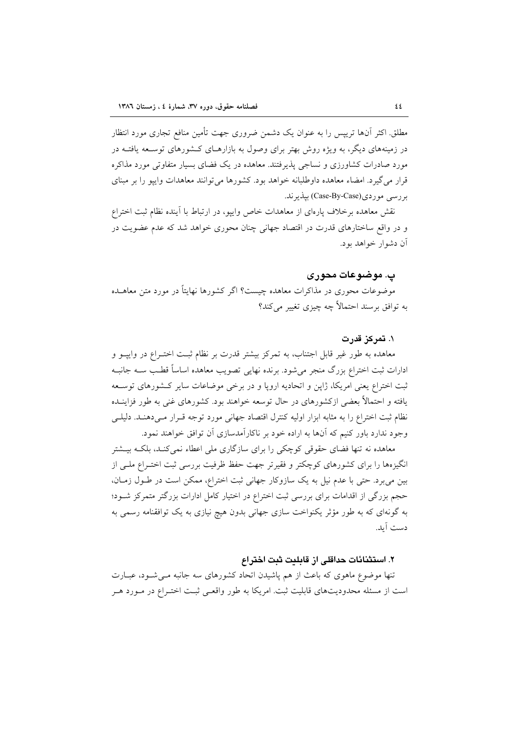مطلق. اکثر آن‌ها تریپس را به عنوان یک دشمن ضروری جهت تأمین منافع تجاری مورد انتظار در زمینه‌های دیگر، به ویژه روش بهتر برای وصول به بازارهای کشورهای توسعه یافته در مورد صادرات کشاورزی و نساجی پذیرفتند. معاهده در یک فضای بسیار متفاوتی مورد مذاکره قرار می‌گیرد. امضاء معاهده داوطلبانه خواهد بود. کشورها می‌توانند معاهدات وایپو را بر مبنای بررسی موردی(Case-By-Case) بپذیرند.

نقش معاهده برخلاف پاره‌ای از معاهدات خاص وایپو، در ارتباط با آینده نظام ثبت اختراع و در واقع ساختارهای قدرت در اقتصاد جهانی چنان محوری خواهد شد که عدم عضویت در آن دشوار خواهد بود.

## پ. موضوعات محوری

موضوعات محوری در مذاکرات معاهده چیست؟ اگر کشورها نهایتاً در مورد متن معاهده به توافق برسند احتمالاً چه چیزی تغییر می‌کند؟

### ۱. تمرکز قدرت

معاهده به طور غیر قابل اجتناب، به تمرکز بیشتر قدرت بر نظام ثبت اختراع در وایپو و ادارات ثبت اختراع بزرگ منجر می‌شود. برنده نهایی تصویب معاهده اساساً قطب سه جانبه ثبت اختراع یعنی امریکا، ژاپن و اتحادیه اروپا و در برخی موضاعات سایر کشورهای توسعه یافته و احتمالاً بعضی ازکشورهای در حال توسعه خواهند بود. کشورهای غنی به طور فزاینده نظام ثبت اختراع را به مثابه ابزار اولیه کنترل اقتصاد جهانی مورد توجه قرار می‌دهند. دلیلی وجود ندارد باور کنیم که آن‌ها به اراده خود بر ناکارآمدسازی آن توافق خواهند نمود.

معاهده نه تنها فضای حقوقی کوچکی را برای سازگاری ملی اعطاء نمی‌کند، بلکه بیشتر انگیزه‌ها را برای کشورهای کوچکتر و فقیرتر جهت حفظ ظرفیت بررسی ثبت اختراع ملی از بین می‌برد. حتی با عدم نیل به یک سازوکار جهانی ثبت اختراع، ممکن است در طول زمان، حجم بزرگی از اقدامات برای بررسی ثبت اختراع در اختیار کامل ادارات بزرگتر متمرکز شود؛ به گونه‌ای که به طور مؤثر یکنواخت سازی جهانی بدون هیچ نیازی به یک توافقنامه رسمی به دست آید.

### ۲. استثنائات حداقلی از قابلیت ثبت اختراع

تنها موضوع ماهوی که باعث از هم پاشیدن اتحاد کشورهای سه جانبه می‌شود، عبارت است از مسئله محدودیت‌های قابلیت ثبت. امریکا به طور واقعی ثبت اختراع در مورد هر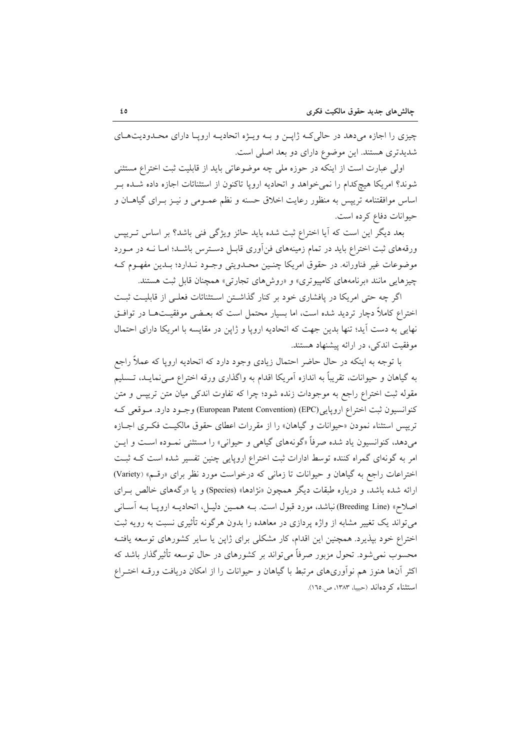چیزی را اجازه می‌دهد در حالی‌که ژاپن و به ویژه اتحادیه اروپا دارای محدودیت‌های شدیدتری هستند. این موضوع دارای دو بعد اصلی است.

اولی عبارت است از اینکه در حوزه ملی چه موضوعاتی باید از قابلیت ثبت اختراع مستثنی شوند؟ امریکا هیچ‌کدام را نمی‌خواهد و اتحادیه اروپا تاکنون از استثنائات اجازه داده شده بر اساس موافقتنامه تریپس به منظور رعایت اخلاق حسنه و نظم عمومی و نیز برای گیاهان و حیوانات دفاع کرده است.

بعد دیگر این است که آیا اختراع ثبت شده باید حائز ویژگی فنی باشد؟ بر اساس تریپس ورقه‌های ثبت اختراع باید در تمام زمینه‌های فن‌آوری قابل دسترس باشد؛ اما نه در مورد موضوعات غیر فناورانه. در حقوق امریکا چنین محدویتی وجود ندارد؛ بدین مفهوم که چیزهایی مانند «برنامه‌های کامپیوتری» و «روش‌های تجارتی» همچنان قابل ثبت هستند.

اگر چه حتی امریکا در پافشاری خود بر کنار گذاشتن استثنائات فعلی از قابلیت ثبت اختراع کاملاً دچار تردید شده است، اما بسیار محتمل است که بعضی موفقیت‌ها در توافق نهایی به دست آید؛ تنها بدین جهت که اتحادیه اروپا و ژاپن در مقایسه با امریکا دارای احتمال موفقیت اندکی، در ارائه پیشنهاد هستند.

با توجه به اینکه در حال حاضر احتمال زیادی وجود دارد که اتحادیه اروپا که عملاً راجع به گیاهان و حیوانات، تقریباً به اندازه آمریکا اقدام به واگذاری ورقه اختراع می‌نماید، تسلیم مقوله ثبت اختراع راجع به موجودات زنده شود؛ چرا که تفاوت اندکی میان متن تریپس و متن کنوانسیون ثبت اختراع اروپایی(EPC) (European Patent Convention) وجود دارد. موقعی که تریپس استثناء نمودن «حیوانات و گیاهان» را از مقررات اعطای حقوق مالکیت فکری اجازه می‌دهد، کنوانسیون یاد شده صرفاً «گونه‌های گیاهی و حیوانی» را مستثنی نموده است و این امر به گونه‌ای گمراه کننده توسط ادارات ثبت اختراع اروپایی چنین تفسیر شده است که ثبت اختراعات راجع به گیاهان و حیوانات تا زمانی که درخواست مورد نظر برای «رقم» (Variety) ارائه شده باشد، و درباره طبقات دیگر همچون «نژادها» (Species) و یا «رگه‌های خالص برای اصلاح» (Breeding Line) نباشد، مورد قبول است. به همین دلیل، اتحادیه اروپا به آسانی می‌تواند یک تغییر مشابه از واژه پردازی در معاهده را بدون هرگونه تأثیری نسبت به رویه ثبت اختراع خود بپذیرد. همچنین این اقدام، کار مشکلی برای ژاپن یا سایر کشورهای توسعه یافته محسوب نمی‌شود. تحول مزبور صرفاً می‌تواند بر کشورهای در حال توسعه تأثیرگذار باشد که اکثر آن‌ها هنوز هم نوآوری‌های مرتبط با گیاهان و حیوانات را از امکان دریافت ورقه اختراع استثناء کرده‌اند (حبیبا، ۱۳۸۳، ص.۱٦٥).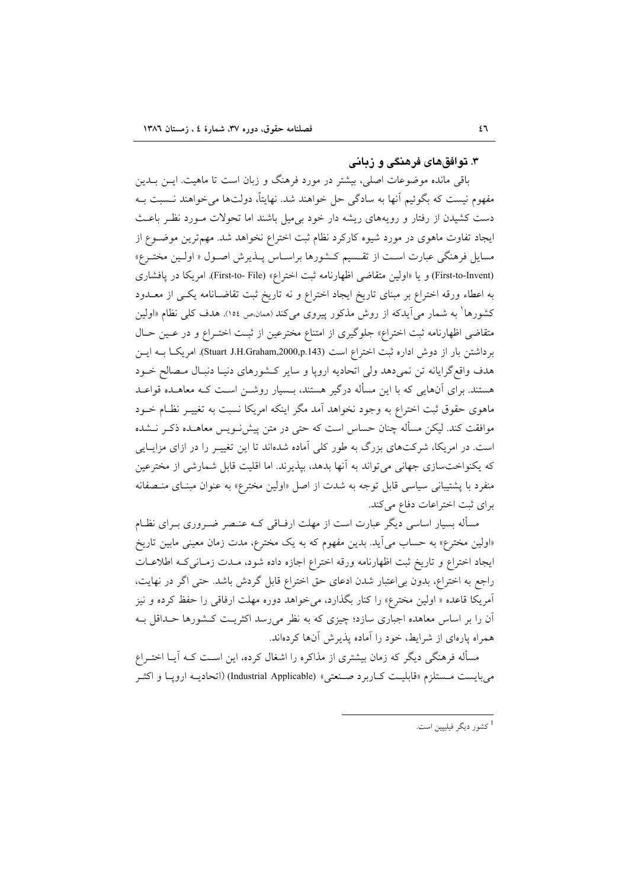### ۳. توافق‌های فرهنگی و زبانی

باقی مانده موضوعات اصلی، بیشتر در مورد فرهنگ و زبان است تا ماهیت. این بدین مفهوم نیست که بگوئیم آنها به سادگی حل خواهند شد. نهایتاً، دولت‌ها می‌خواهند نسبت به دست کشیدن از رفتار و رویه‌های ریشه دار خود بی‌میل باشند اما تحولات مورد نظر باعث ایجاد تفاوت ماهوی در مورد شیوه کارکرد نظام ثبت اختراع نخواهد شد. مهم‌ترین موضوع از مسایل فرهنگی عبارت است از تقسیم کشورها براساس پذیرش اصول « اولین مخترع» (First-to-Invent) و یا «اولین متقاضی اظهارنامه ثبت اختراع» (First-to- File). امریکا در پافشاری به اعطاء ورقه اختراع بر مبنای تاریخ ایجاد اختراع و نه تاریخ ثبت تقاضانامه یکی از معدود کشورها[1] به شمار می‌آیدکه از روش مذکور پیروی می‌کند (همان،ص ۱۵٤). هدف کلی نظام «اولین متقاضی اظهارنامه ثبت اختراع» جلوگیری از امتناع مخترعین از ثبت اختراع و در عین حال برداشتن بار از دوش اداره ثبت اختراع است (Stuart J.H.Graham,2000,p.143). امریکا به این هدف واقع‌گرایانه تن نمی‌دهد ولی اتحادیه اروپا و سایر کشورهای دنیا دنبال مصالح خود هستند. برای آنهایی که با این مسأله درگیر هستند، بسیار روشن است که معاهده قواعد ماهوی حقوق ثبت اختراع به وجود نخواهد آمد مگر اینکه امریکا نسبت به تغییر نظام خود موافقت کند. لیکن مسأله چنان حساس است که حتی در متن پیش‌نویس معاهده ذکر نشده است. در امریکا، شرکت‌های بزرگ به طور کلی آماده شده‌اند تا این تغییر را در ازای مزایایی که یکنواخت‌سازی جهانی می‌تواند به آنها بدهد، بپذیرند. اما اقلیت قابل شمارشی از مخترعین منفرد با پشتیبانی سیاسی قابل توجه به شدت از اصل «اولین مخترع» به عنوان مبنای منصفانه برای ثبت اختراعات دفاع می‌کند.

مسأله بسیار اساسی دیگر عبارت است از مهلت ارفاقی که عنصر ضروری برای نظام «اولین مخترع» به حساب می‌آید. بدین مفهوم که به یک مخترع، مدت زمان معینی مابین تاریخ ایجاد اختراع و تاریخ ثبت اظهارنامه ورقه اختراع اجازه داده شود، مدت زمانی‌که اطلاعات راجع به اختراع، بدون بی‌اعتبار شدن ادعای حق اختراع قابل گردش باشد. حتی اگر در نهایت، آمریکا قاعده « اولین مخترع» را کنار بگذارد، می‌خواهد دوره مهلت ارفاقی را حفظ کرده و نیز آن را بر اساس معاهده اجباری سازد؛ چیزی که به نظر می‌رسد اکثریت کشورها حداقل به همراه پاره‌ای از شرایط، خود را آماده پذیرش آنها کرده‌اند.

مسأله فرهنگی دیگر که زمان بیشتری از مذاکره را اشغال کرده، این است که آیا اختراع می‌بایست مستلزم «قابلیت کاربرد صنعتی» (Industrial Applicable) (اتحادیه اروپا و اکثر

---

[1] کشور دیگر فیلیپین است.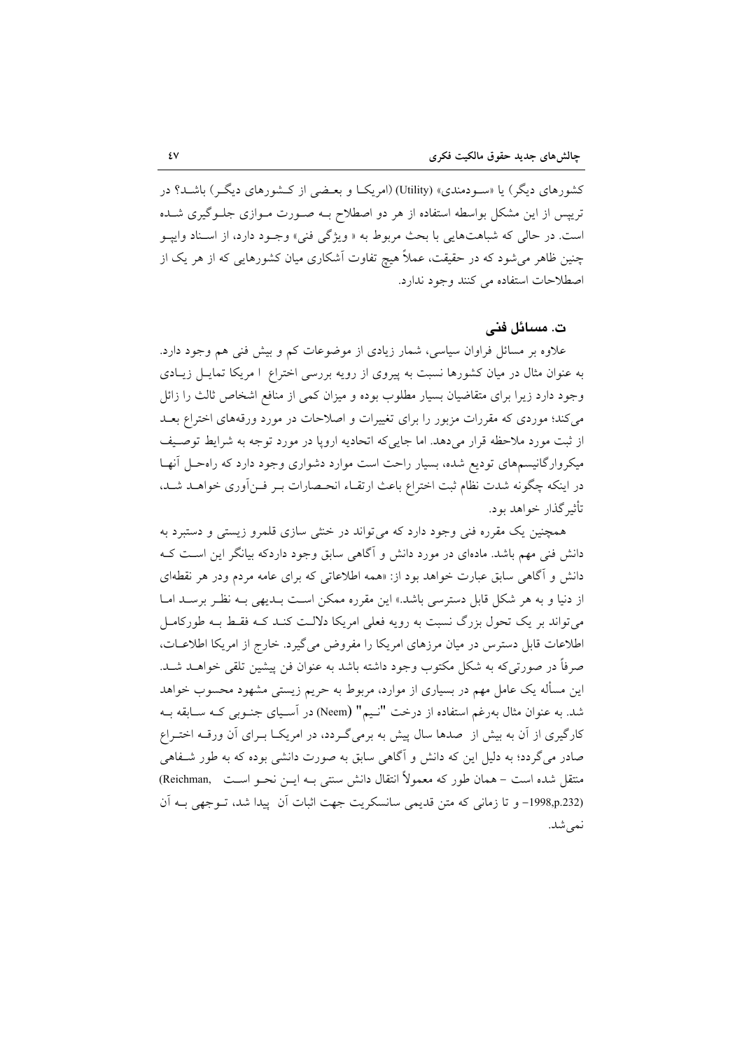کشورهای دیگر) یا «سودمندی» (Utility) (امریکا و بعضی از کشورهای دیگر) باشد؟ در تریپس از این مشکل بواسطه استفاده از هر دو اصطلاح به صورت موازی جلوگیری شده است. در حالی که شباهت‌هایی با بحث مربوط به « ویژگی فنی» وجود دارد، از اسناد وایپو چنین ظاهر می‌شود که در حقیقت، عملاً هیچ تفاوت آشکاری میان کشورهایی که از هر یک از اصطلاحات استفاده می کنند وجود ندارد.

## ت. مسائل فنی

علاوه بر مسائل فراوان سیاسی، شمار زیادی از موضوعات کم و بیش فنی هم وجود دارد. به عنوان مثال در میان کشورها نسبت به پیروی از رویه بررسی اختراع ا مریکا تمایل زیادی وجود دارد زیرا برای متقاضیان بسیار مطلوب بوده و میزان کمی از منافع اشخاص ثالث را زائل می‌کند؛ موردی که مقررات مزبور را برای تغییرات و اصلاحات در مورد ورقه‌های اختراع بعد از ثبت مورد ملاحظه قرار می‌دهد. اما جایی‌که اتحادیه اروپا در مورد توجه به شرایط توصیف میکروارگانیسم‌های تودیع شده، بسیار راحت است موارد دشواری وجود دارد که راه‌حل آنها در اینکه چگونه شدت نظام ثبت اختراع باعث ارتقاء انحصارات بر فن‌آوری خواهد شد، تأثیرگذار خواهد بود.

همچنین یک مقرره فنی وجود دارد که می‌تواند در خنثی سازی قلمرو زیستی و دستبرد به دانش فنی مهم باشد. ماده‌ای در مورد دانش و آگاهی سابق وجود داردکه بیانگر این است که دانش و آگاهی سابق عبارت خواهد بود از: «همه اطلاعاتی که برای عامه مردم ودر هر نقطه‌ای از دنیا و به هر شکل قابل دسترسی باشد.» این مقرره ممکن است بدیهی به نظر برسد اما می‌تواند بر یک تحول بزرگ نسبت به رویه فعلی امریکا دلالت کند که فقط به طورکامل اطلاعات قابل دسترس در میان مرزهای امریکا را مفروض می‌گیرد. خارج از امریکا اطلاعات، صرفاً در صورتی‌که به شکل مکتوب وجود داشته باشد به عنوان فن پیشین تلقی خواهد شد. این مسأله یک عامل مهم در بسیاری از موارد، مربوط به حریم زیستی مشهود محسوب خواهد شد. به عنوان مثال به‌رغم استفاده از درخت "نیم" (Neem) در آسیای جنوبی که سابقه به کارگیری از آن به بیش از صدها سال پیش به برمی‌گردد، در امریکا برای آن ورقه اختراع صادر می‌گردد؛ به دلیل این که دانش و آگاهی سابق به صورت دانشی بوده که به طور شفاهی منتقل شده است – همان طور که معمولاً انتقال دانش سنتی به این نحو است (Reichman, 1998,p.232)– و تا زمانی که متن قدیمی سانسکریت جهت اثبات آن پیدا شد، توجهی به آن نمی‌شد.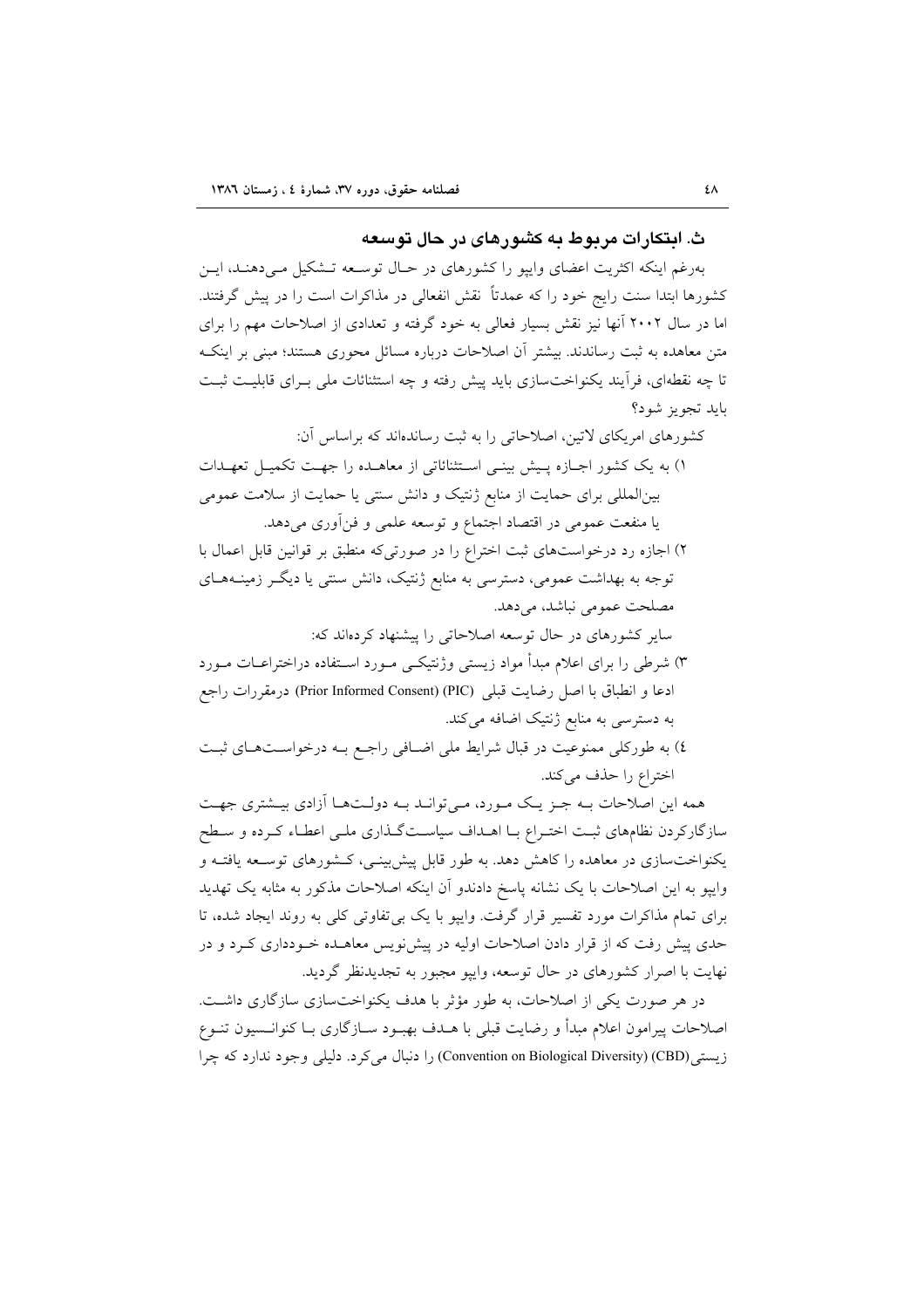### ث. ابتکارات مربوط به کشورهای در حال توسعه

به‌رغم اینکه اکثریت اعضای وایپو را کشورهای در حال توسعه تشکیل می‌دهند، این کشورها ابتدا سنت رایج خود را که عمدتاً نقش انفعالی در مذاکرات است را در پیش گرفتند. اما در سال ۲۰۰۲ آنها نیز نقش بسیار فعالی به خود گرفته و تعدادی از اصلاحات مهم را برای متن معاهده به ثبت رساندند. بیشتر آن اصلاحات درباره مسائل محوری هستند؛ مبنی بر اینکه تا چه نقطه‌ای، فرآیند یکنواخت‌سازی باید پیش رفته و چه استثنائات ملی برای قابلیت ثبت باید تجویز شود؟

کشورهای امریکای لاتین، اصلاحاتی را به ثبت رسانده‌اند که براساس آن:

۱) به یک کشور اجازه پیش بینی استثنائاتی از معاهده را جهت تکمیل تعهدات بین‌المللی برای حمایت از منابع ژنتیک و دانش سنتی یا حمایت از سلامت عمومی یا منفعت عمومی در اقتصاد اجتماع و توسعه علمی و فن‌آوری می‌دهد.

۲) اجازه رد درخواست‌های ثبت اختراع را در صورتی‌که منطبق بر قوانین قابل اعمال با توجه به بهداشت عمومی، دسترسی به منابع ژنتیک، دانش سنتی یا دیگر زمینه‌های مصلحت عمومی نباشد، می‌دهد.

سایر کشورهای در حال توسعه اصلاحاتی را پیشنهاد کرده‌اند که:

۳) شرطی را برای اعلام مبدأ مواد زیستی وژنتیکی مورد استفاده دراختراعات مورد ادعا و انطباق با اصل رضایت قبلی (Prior Informed Consent) (PIC) درمقررات راجع به دسترسی به منابع ژنتیک اضافه می‌کند.

۴) به طورکلی ممنوعیت در قبال شرایط ملی اضافی راجع بـه درخواست‌های ثبت اختراع را حذف می‌کند.

همه این اصلاحات بـه جـز یـک مـورد، مـی‌توانـد بـه دولـت‌هـا آزادی بیـشتری جهـت سازگارکردن نظام‌های ثبت اختراع با اهداف سیاست‌گذاری ملی اعطاء کرده و سطح یکنواخت‌سازی در معاهده را کاهش دهد. به طور قابل پیش‌بینی، کشورهای توسعه یافته و وایپو به این اصلاحات با یک نشانه پاسخ دادندو آن اینکه اصلاحات مذکور به مثابه یک تهدید برای تمام مذاکرات مورد تفسیر قرار گرفت. وایپو با یک بی‌تفاوتی کلی به روند ایجاد شده، تا حدی پیش رفت که از قرار دادن اصلاحات اولیه در پیش‌نویس معاهده خودداری کرد و در نهایت با اصرار کشورهای در حال توسعه، وایپو مجبور به تجدیدنظر گردید.

در هر صورت یکی از اصلاحات، به طور مؤثر با هدف یکنواخت‌سازی سازگاری داشت. اصلاحات پیرامون اعلام مبدأ و رضایت قبلی با هدف بهبود سازگاری با کنوانسیون تنوع زیستی(CBD) (Convention on Biological Diversity) را دنبال می‌کرد. دلیلی وجود ندارد که چرا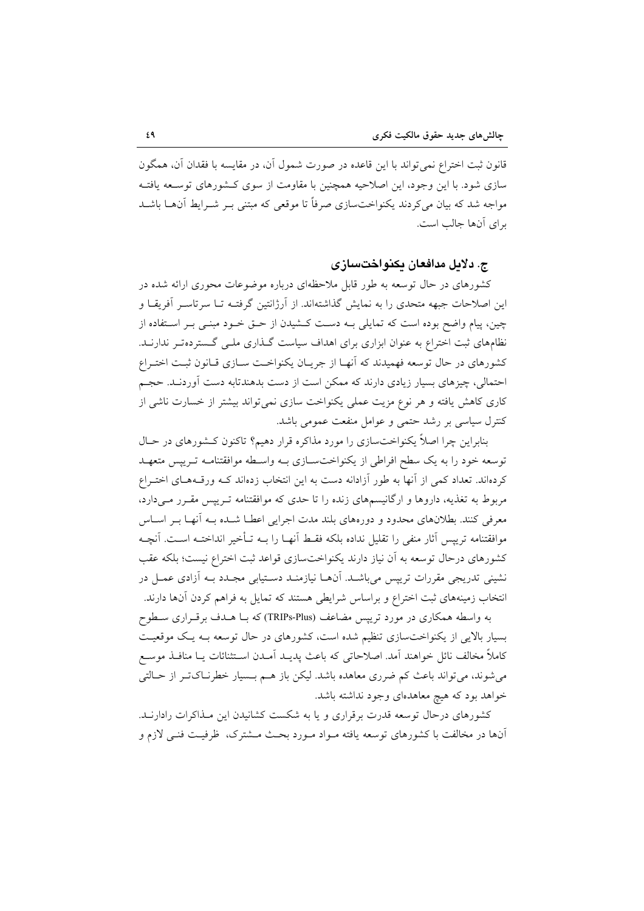قانون ثبت اختراع نمی‌تواند با این قاعده در صورت شمول آن، در مقایسه با فقدان آن، همگون سازی شود. با این وجود، این اصلاحیه همچنین با مقاومت از سوی کشورهای توسعه یافته مواجه شد که بیان می‌کردند یکنواخت‌سازی صرفاً تا موقعی که مبتنی بر شرایط آنها باشد برای آنها جالب است.

## ج. دلایل مدافعان یکنواخت‌سازی

کشورهای در حال توسعه به طور قابل ملاحظه‌ای درباره موضوعات محوری ارائه شده در این اصلاحات جبهه متحدی را به نمایش گذاشته‌اند. از آرژانتین گرفته تا سرتاسر آفریقا و چین، پیام واضح بوده است که تمایلی به دست کشیدن از حق خود مبنی بر استفاده از نظام‌های ثبت اختراع به عنوان ابزاری برای اهداف سیاست گذاری ملی گسترده‌تر ندارند. کشورهای در حال توسعه فهمیدند که آنها از جریان یکنواخت سازی قانون ثبت اختراع احتمالی، چیزهای بسیار زیادی دارند که ممکن است از دست بدهندتابه دست آوردند. حجم کاری کاهش یافته و هر نوع مزیت عملی یکنواخت سازی نمی‌تواند بیشتر از خسارت ناشی از کنترل سیاسی بر رشد حتمی و عوامل منفعت عمومی باشد.

بنابراین چرا اصلاً یکنواخت‌سازی را مورد مذاکره قرار دهیم؟ تاکنون کشورهای در حال توسعه خود را به یک سطح افراطی از یکنواخت‌سازی به واسطه موافقتنامه تریپس متعهد کرده‌اند. تعداد کمی از آنها به طور آزادانه دست به این انتخاب زده‌اند که ورقه‌های اختراع مربوط به تغذیه، داروها و ارگانیسم‌های زنده را تا حدی که موافقتنامه تریپس مقرر می‌دارد، معرفی کنند. بطلان‌های محدود و دوره‌های بلند مدت اجرایی اعطا شده به آنها بر اساس موافقتنامه تریپس آثار منفی را تقلیل نداده بلکه فقط آنها را به تأخیر انداخته است. آنچه کشورهای درحال توسعه به آن نیاز دارند یکنواخت‌سازی قواعد ثبت اختراع نیست؛ بلکه عقب نشینی تدریجی مقررات تریپس می‌باشد. آنها نیازمند دستیابی مجدد به آزادی عمل در انتخاب زمینه‌های ثبت اختراع و براساس شرایطی هستند که تمایل به فراهم کردن آنها دارند.

به واسطه همکاری در مورد تریپس مضاعف (TRIPs-Plus) که با هدف برقراری سطوح بسیار بالایی از یکنواخت‌سازی تنظیم شده است، کشورهای در حال توسعه به یک موقعیت کاملاً مخالف نائل خواهند آمد. اصلاحاتی که باعث پدید آمدن استثنائات یا منافذ موسع می‌شوند، می‌تواند باعث کم ضرری معاهده باشد. لیکن باز هم بسیار خطرناک‌تر از حالتی خواهد بود که هیچ معاهده‌ای وجود نداشته باشد.

کشورهای درحال توسعه قدرت برقراری و یا به شکست کشانیدن این مذاکرات رادارند. آنها در مخالفت با کشورهای توسعه یافته مواد مورد بحث مشترک، ظرفیت فنی لازم و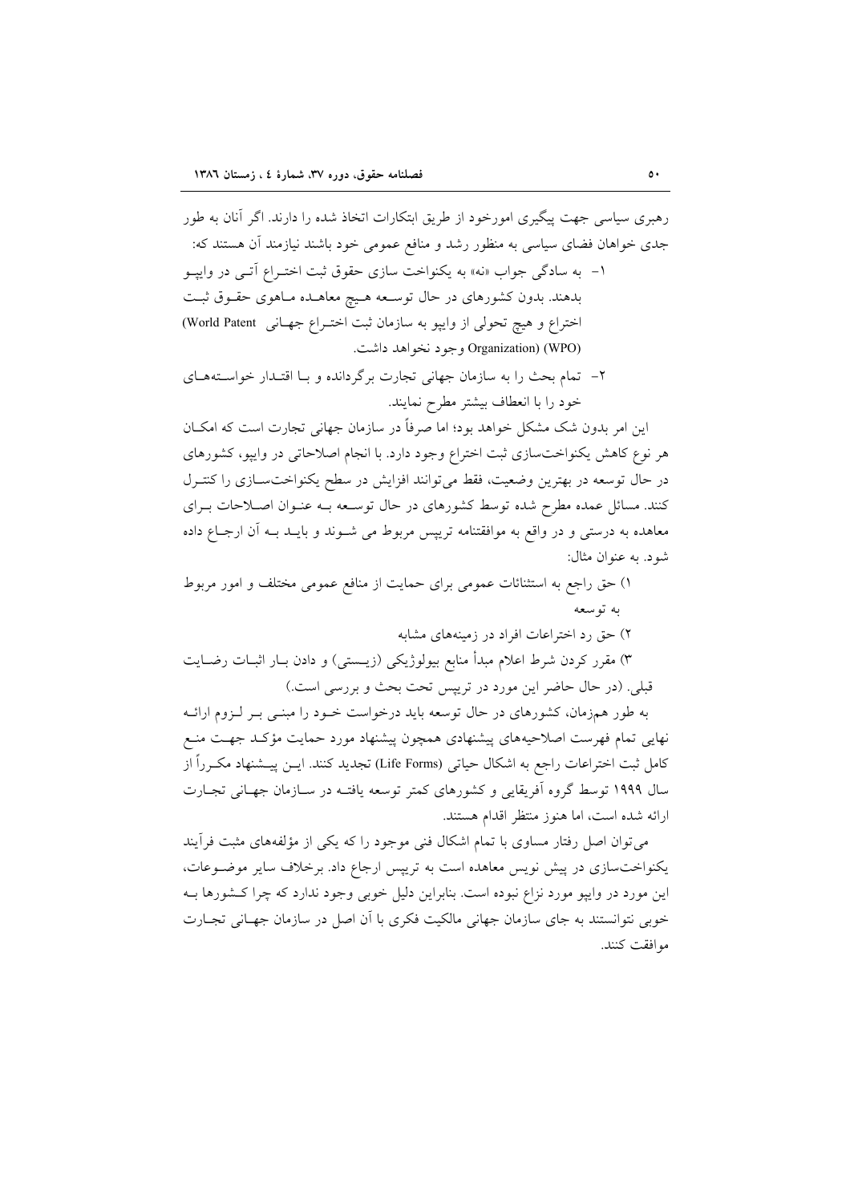رهبری سیاسی جهت پیگیری امورخود از طریق ابتکارات اتخاذ شده را دارند. اگر آنان به طور جدی خواهان فضای سیاسی به منظور رشد و منافع عمومی خود باشند نیازمند آن هستند که:

۱- به سادگی جواب «نه» به یکنواخت سازی حقوق ثبت اختراع آتی در وایپو بدهند. بدون کشورهای در حال توسعه هیچ معاهده ماهوی حقوق ثبت اختراع و هیچ تحولی از وایپو به سازمان ثبت اختراع جهانی (World Patent Organization) (WPO) وجود نخواهد داشت.

۲- تمام بحث را به سازمان جهانی تجارت برگردانده و با اقتدار خواسته‌های خود را با انعطاف بیشتر مطرح نمایند.

این امر بدون شک مشکل خواهد بود؛ اما صرفاً در سازمان جهانی تجارت است که امکان هر نوع کاهش یکنواخت‌سازی ثبت اختراع وجود دارد. با انجام اصلاحاتی در وایپو، کشورهای در حال توسعه در بهترین وضعیت، فقط می‌توانند افزایش در سطح یکنواخت‌سازی را کنترل کنند. مسائل عمده مطرح شده توسط کشورهای در حال توسعه به عنوان اصلاحات برای معاهده به درستی و در واقع به موافقتنامه تریپس مربوط می شوند و باید به آن ارجاع داده شود. به عنوان مثال:

۱) حق راجع به استثنائات عمومی برای حمایت از منافع عمومی مختلف و امور مربوط به توسعه

۲) حق رد اختراعات افراد در زمینه‌های مشابه

۳) مقرر کردن شرط اعلام مبدأ منابع بیولوژیکی (زیستی) و دادن بار اثبات رضایت قبلی. (در حال حاضر این مورد در تریپس تحت بحث و بررسی است.)

به طور همزمان، کشورهای در حال توسعه باید درخواست خود را مبنی بر لزوم ارائه نهایی تمام فهرست اصلاحیه‌های پیشنهادی همچون پیشنهاد مورد حمایت مؤکد جهت منع کامل ثبت اختراعات راجع به اشکال حیاتی (Life Forms) تجدید کنند. این پیشنهاد مکرراً از سال ۱۹۹۹ توسط گروه آفریقایی و کشورهای کمتر توسعه یافته در سازمان جهانی تجارت ارائه شده است، اما هنوز منتظر اقدام هستند.

می‌توان اصل رفتار مساوی با تمام اشکال فنی موجود را که یکی از مؤلفه‌های مثبت فرآیند یکنواخت‌سازی در پیش نویس معاهده است به تریپس ارجاع داد. برخلاف سایر موضوعات، این مورد در وایپو مورد نزاع نبوده است. بنابراین دلیل خوبی وجود ندارد که چرا کشورها به خوبی نتوانستند به جای سازمان جهانی مالکیت فکری با آن اصل در سازمان جهانی تجارت موافقت کنند.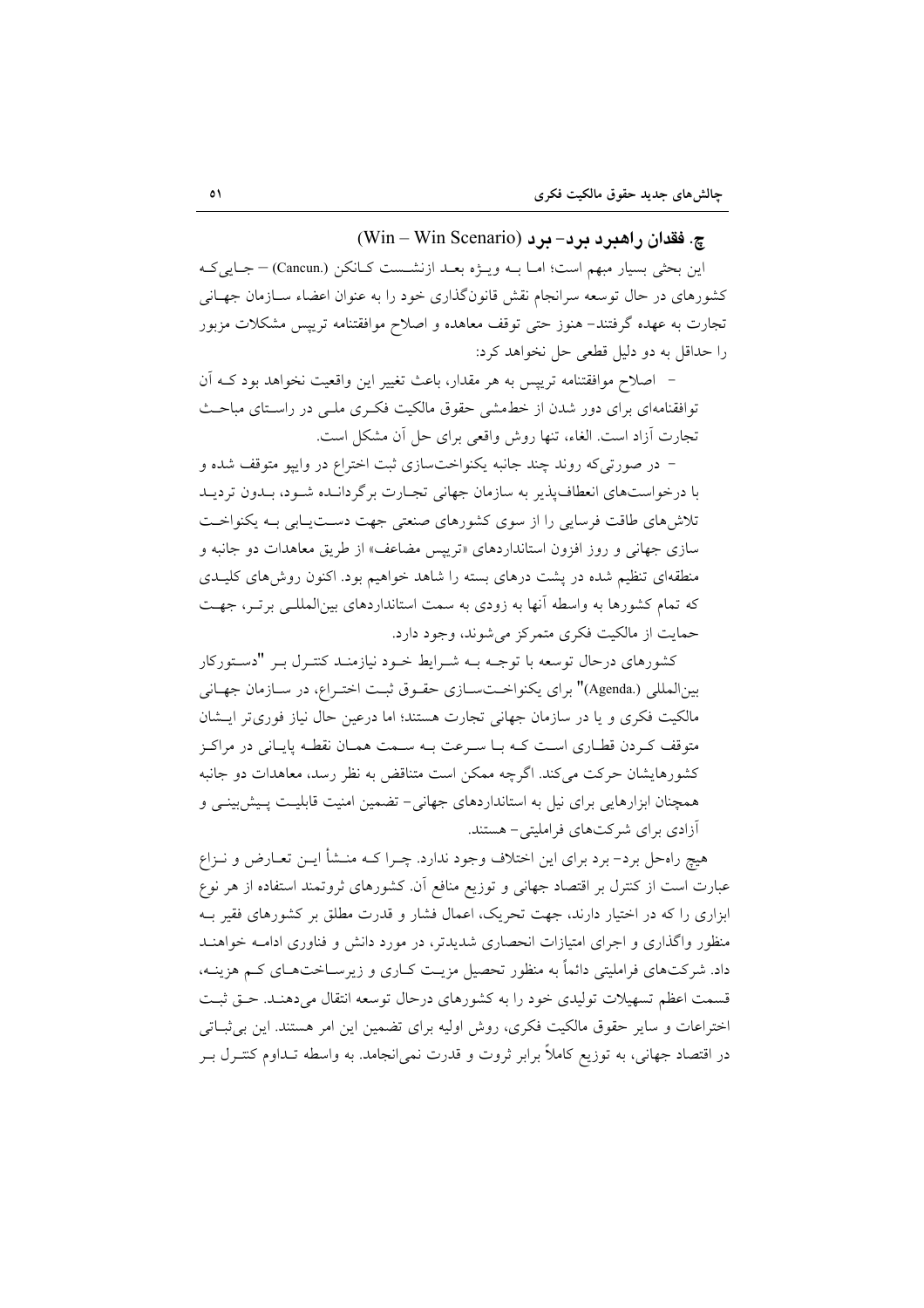### چ. فقدان راهبرد برد- برد (Win – Win Scenario)

این بحثی بسیار مبهم است؛ اما بـه ویـژه بعـد ازنشـست کـانکن (Cancun.) – جـایی‌کـه کشورهای در حال توسعه سرانجام نقش قانون‌گذاری خود را به عنوان اعضاء سـازمان جهـانی تجارت به عهده گرفتند- هنوز حتی توقف معاهده و اصلاح موافقتنامه تریپس مشکلات مزبور را حداقل به دو دلیل قطعی حل نخواهد کرد:

- اصلاح موافقتنامه تریپس به هر مقدار، باعث تغییر این واقعیت نخواهد بود کـه آن توافقنامه‌ای برای دور شدن از خط‌مشی حقوق مالکیت فکـری ملـی در راسـتای مباحـث تجارت آزاد است. الغاء، تنها روش واقعی برای حل آن مشکل است.

- در صورتی‌که روند چند جانبه یکنواخت‌سازی ثبت اختراع در وایپو متوقف شده و با درخواست‌های انعطاف‌پذیر به سازمان جهانی تجـارت برگردانـده شـود، بـدون تردیـد تلاش‌های طاقت فرسایی را از سوی کشورهای صنعتی جهت دسـت‌یـابی بـه یکنواخـت سازی جهانی و روز افزون استانداردهای «تریپس مضاعف» از طریق معاهدات دو جانبه و منطقه‌ای تنظیم شده در پشت درهای بسته را شاهد خواهیم بود. اکنون روش‌های کلیـدی که تمام کشورها به واسطه آنها به زودی به سمت استانداردهای بین‌المللـی برتـر، جهـت حمایت از مالکیت فکری متمرکز می‌شوند، وجود دارد.

کشورهای درحال توسعه با توجـه بـه شـرایط خـود نیازمنـد کنتـرل بـر "دسـتورکار بین‌المللی (.Agenda)" برای یکنواخـت‌سـازی حقـوق ثبـت اختـراع، در سـازمان جهـانی مالکیت فکری و یا در سازمان جهانی تجارت هستند؛ اما درعین حال نیاز فوری‌تر ایـشان متوقف کـردن قطـاری اسـت کـه بـا سـرعت بـه سـمت همـان نقطـه پایـانی در مراکـز کشورهایشان حرکت می‌کند. اگرچه ممکن است متناقض به نظر رسد، معاهدات دو جانبه همچنان ابزارهایی برای نیل به استانداردهای جهانی- تضمین امنیت قابلیـت پـیش‌بینـی و آزادی برای شرکت‌های فراملیتی- هستند.

هیچ راه‌حل برد- برد برای این اختلاف وجود ندارد. چـرا کـه منـشأ ایـن تعـارض و نـزاع عبارت است از کنترل بر اقتصاد جهانی و توزیع منافع آن. کشورهای ثروتمند استفاده از هر نوع ابزاری را که در اختیار دارند، جهت تحریک، اعمال فشار و قدرت مطلق بر کشورهای فقیر بـه منظور واگذاری و اجرای امتیازات انحصاری شدیدتر، در مورد دانش و فناوری ادامـه خواهنـد داد. شرکت‌های فراملیتی دائماً به منظور تحصیل مزیـت کـاری و زیرسـاخت‌هـای کـم هزینـه، قسمت اعظم تسهیلات تولیدی خود را به کشورهای درحال توسعه انتقال می‌دهنـد. حـق ثبـت اختراعات و سایر حقوق مالکیت فکری، روش اولیه برای تضمین این امر هستند. این بی‌ثبـاتی در اقتصاد جهانی، به توزیع کاملاً برابر ثروت و قدرت نمی‌انجامد. به واسطه تـداوم کنتـرل بـر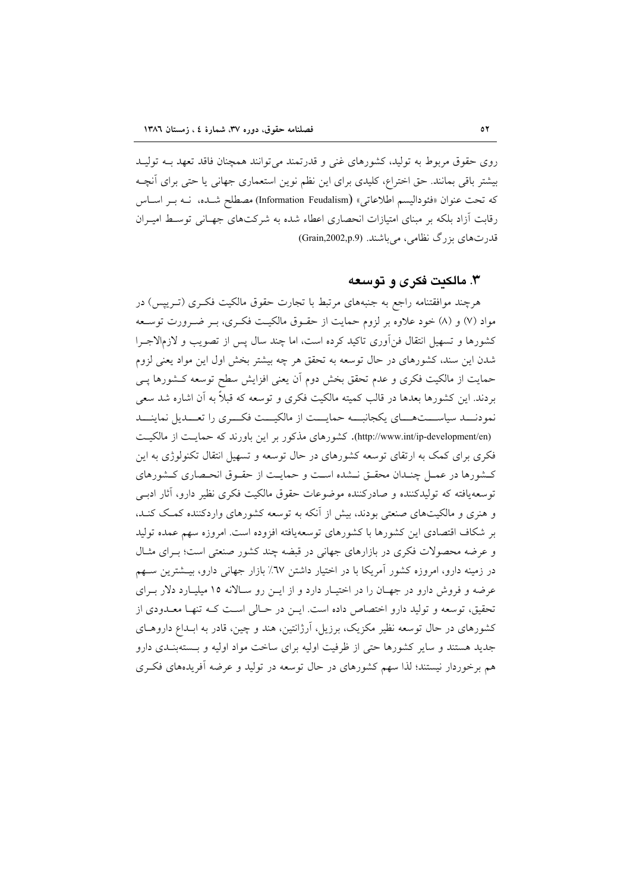روی حقوق مربوط به تولید، کشورهای غنی و قدرتمند می‌توانند همچنان فاقد تعهد بـه تولیـد بیشتر باقی بمانند. حق اختراع، کلیدی برای این نظم نوین استعماری جهانی یا حتی برای آنچـه که تحت عنوان «فئودالیسم اطلاعاتی» (Information Feudalism) مصطلح شـده، نـه بـر اسـاس رقابت آزاد بلکه بر مبنای امتیازات انحصاری اعطاء شده به شرکت‌های جهـانی توسـط امیـران قدرت‌های بزرگ نظامی، می‌باشند. (Grain,2002,p.9)

## ۳. مالکیت فکری و توسعه

هرچند موافقتنامه راجع به جنبه‌های مرتبط با تجارت حقوق مالکیت فکـری (تـریپس) در مواد (۷) و (۸) خود علاوه بر لزوم حمایت از حقـوق مالکیـت فکـری، بـر ضـرورت توسـعه کشورها و تسهیل انتقال فن‌آوری تاکید کرده است، اما چند سال پس از تصویب و لازم‌الاجـرا شدن این سند، کشورهای در حال توسعه به تحقق هر چه بیشتر بخش اول این مواد یعنی لزوم حمایت از مالکیت فکری و عدم تحقق بخش دوم آن یعنی افزایش سطح توسعه کـشورها پـی بردند. این کشورها بعدها در قالب کمیته مالکیت فکری و توسعه که قبلاً به آن اشاره شد سعی نمودنـد سیاسـت‌هـای یکجانبـه حمایـت از مالکیـت فکـری را تعـدیل نماینـد (http://www.int/ip-development/en). کشورهای مذکور بر این باورند که حمایـت از مالکیـت فکری برای کمک به ارتقای توسعه کشورهای در حال توسعه و تسهیل انتقال تکنولوژی به این کـشورها در عمـل چنـدان محقـق نـشده اسـت و حمایـت از حقـوق انحـصاری کـشورهای توسعه‌یافته که تولیدکننده و صادرکننده موضوعات حقوق مالکیت فکری نظیر دارو، آثار ادبـی و هنری و مالکیت‌های صنعتی بودند، بیش از آنکه به توسعه کشورهای واردکننده کمـک کنـد، بر شکاف اقتصادی این کشورها با کشورهای توسعه‌یافته افزوده است. امروزه سهم عمده تولید و عرضه محصولات فکری در بازارهای جهانی در قبضه چند کشور صنعتی است؛ بـرای مثـال در زمینه دارو، امروزه کشور آمریکا با در اختیار داشتن ٪۶۷ بازار جهانی دارو، بیـشترین سـهم عرضه و فروش دارو در جهـان را در اختیـار دارد و از ایـن رو سـالانه ۱۵ میلیـارد دلار بـرای تحقیق، توسعه و تولید دارو اختصاص داده است. ایـن در حـالی اسـت کـه تنهـا معـدودی از کشورهای در حال توسعه نظیر مکزیک، برزیل، آرژانتین، هند و چین، قادر به ابـداع داروهـای جدید هستند و سایر کشورها حتی از ظرفیت اولیه برای ساخت مواد اولیه و بـسته‌بنـدی دارو هم برخوردار نیستند؛ لذا سهم کشورهای در حال توسعه در تولید و عرضه آفریده‌های فکـری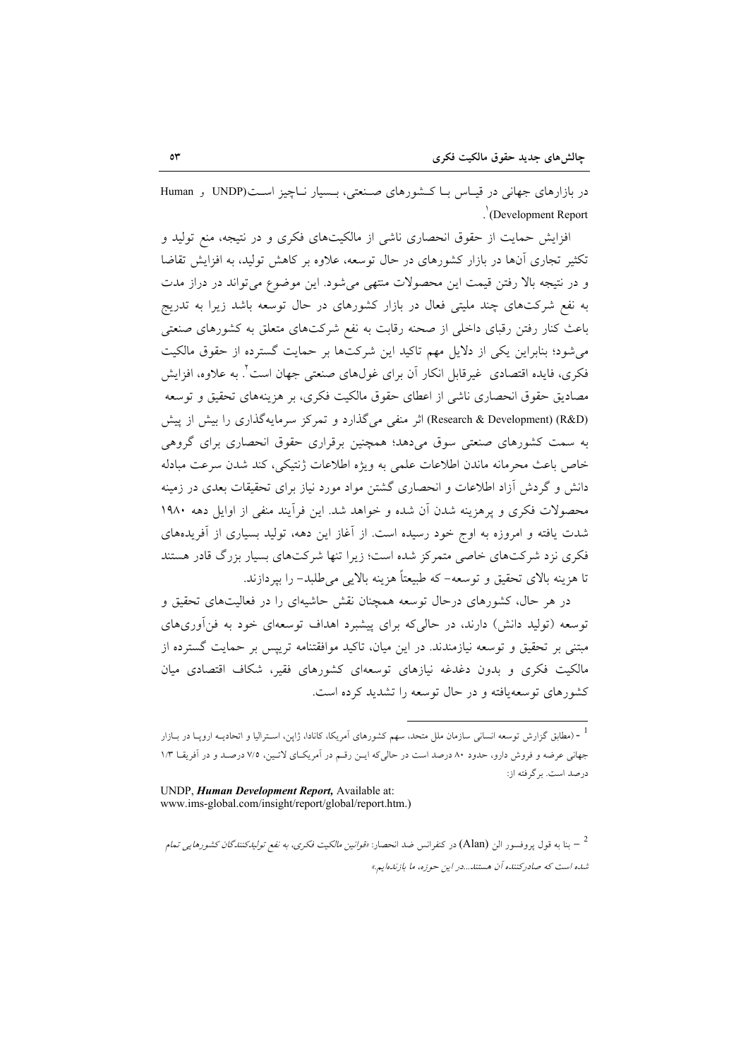در بازارهای جهانی در قیاس با کشورهای صنعتی، بسیار ناچیز است(UNDP و Human Development Report)[1].

افزایش حمایت از حقوق انحصاری ناشی از مالکیت‌های فکری و در نتیجه، منع تولید و تکثیر تجاری آن‌ها در بازار کشورهای در حال توسعه، علاوه بر کاهش تولید، به افزایش تقاضا و در نتیجه بالا رفتن قیمت این محصولات منتهی می‌شود. این موضوع می‌تواند در دراز مدت به نفع شرکت‌های چند ملیتی فعال در بازار کشورهای در حال توسعه باشد زیرا به تدریج باعث کنار رفتن رقبای داخلی از صحنه رقابت به نفع شرکت‌های متعلق به کشورهای صنعتی می‌شود؛ بنابراین یکی از دلایل مهم تاکید این شرکت‌ها بر حمایت گسترده از حقوق مالکیت فکری، فایده اقتصادی غیرقابل انکار آن برای غول‌های صنعتی جهان است[2]. به علاوه، افزایش مصادیق حقوق انحصاری ناشی از اعطای حقوق مالکیت فکری، بر هزینه‌های تحقیق و توسعه (Research & Development) (R&D) اثر منفی می‌گذارد و تمرکز سرمایه‌گذاری را بیش از پیش به سمت کشورهای صنعتی سوق می‌دهد؛ همچنین برقراری حقوق انحصاری برای گروهی خاص باعث محرمانه ماندن اطلاعات علمی به ویژه اطلاعات ژنتیکی، کند شدن سرعت مبادله دانش و گردش آزاد اطلاعات و انحصاری گشتن مواد مورد نیاز برای تحقیقات بعدی در زمینه محصولات فکری و پرهزینه شدن آن شده و خواهد شد. این فرآیند منفی از اوایل دهه ۱۹۸۰ شدت یافته و امروزه به اوج خود رسیده است. از آغاز این دهه، تولید بسیاری از آفریده‌های فکری نزد شرکت‌های خاصی متمرکز شده است؛ زیرا تنها شرکت‌های بسیار بزرگ قادر هستند تا هزینه بالای تحقیق و توسعه- که طبیعتاً هزینه بالایی می‌طلبد- را بپردازند.

در هر حال، کشورهای درحال توسعه همچنان نقش حاشیه‌ای را در فعالیت‌های تحقیق و توسعه (تولید دانش) دارند، در حالی‌که برای پیشبرد اهداف توسعه‌ای خود به فن‌آوری‌های مبتنی بر تحقیق و توسعه نیازمندند. در این میان، تاکید موافقتنامه تریپس بر حمایت گسترده از مالکیت فکری و بدون دغدغه نیازهای توسعه‌ای کشورهای فقیر، شکاف اقتصادی میان کشورهای توسعه‌یافته و در حال توسعه را تشدید کرده است.

---

[1] - (مطابق گزارش توسعه انسانی سازمان ملل متحد، سهم کشورهای آمریکا، کانادا، ژاپن، استرالیا و اتحادیه اروپا در بازار جهانی عرضه و فروش دارو، حدود ۸۰ درصد است در حالی‌که این رقم در آمریکای لاتین، ۷/۵ درصد و در آفریقا ۱/۳ درصد است. برگرفته از:

UNDP, ***Human Development Report,*** Available at:
www.ims-global.com/insight/report/global/report.htm.)

[2] – بنا به قول پروفسور الن (Alan) در کنفرانس ضد انحصار: *«قوانین مالکیت فکری، به نفع تولیدکنندگان کشورهایی تمام شده است که صادرکننده آن هستند...در این حوزه، ما بازنده‌ایم.»*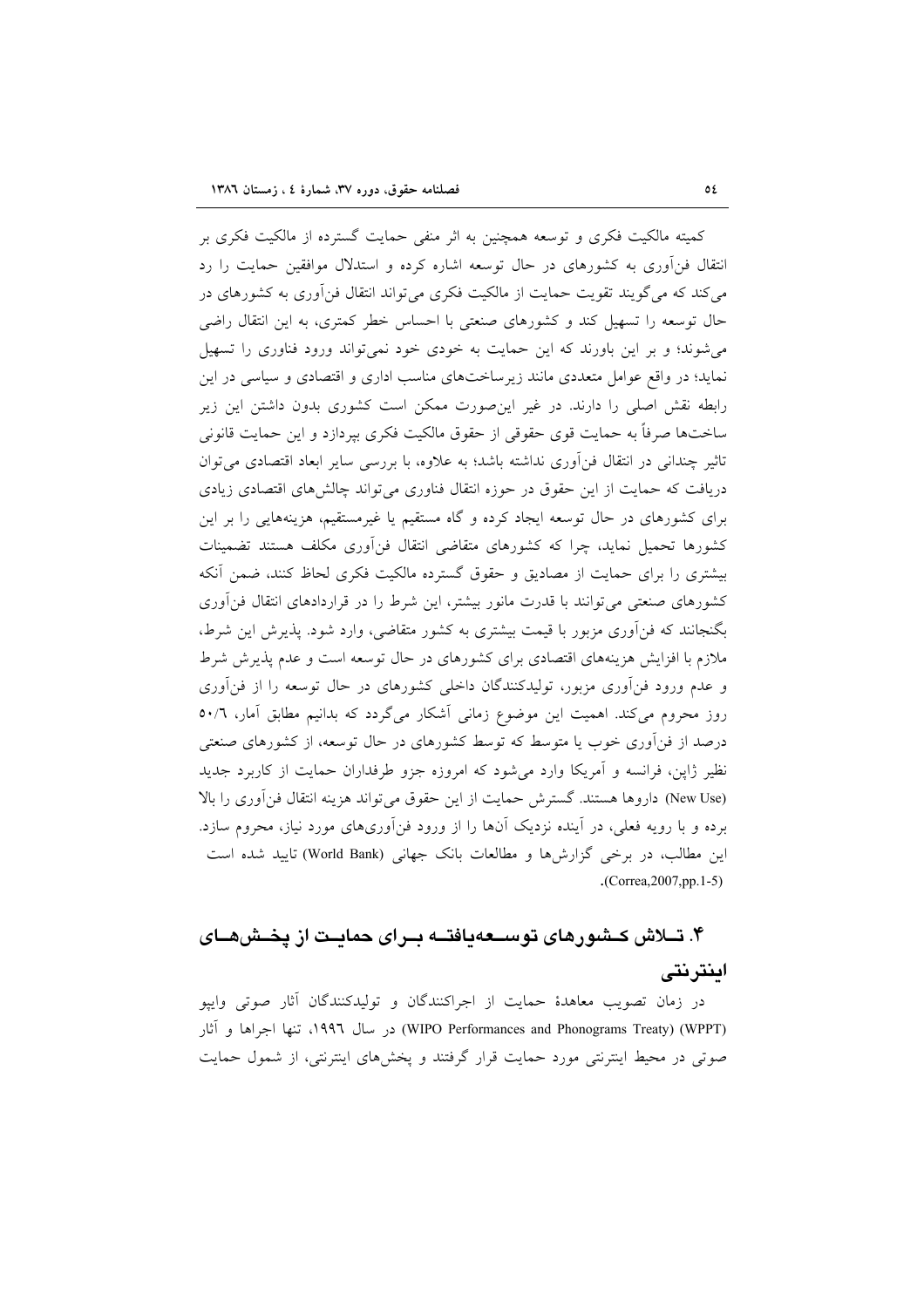کمیته مالکیت فکری و توسعه همچنین به اثر منفی حمایت گسترده از مالکیت فکری بر انتقال فن‌آوری به کشورهای در حال توسعه اشاره کرده و استدلال موافقین حمایت را رد می‌کند که می‌گویند تقویت حمایت از مالکیت فکری می‌تواند انتقال فن‌آوری به کشورهای در حال توسعه را تسهیل کند و کشورهای صنعتی با احساس خطر کمتری، به این انتقال راضی می‌شوند؛ و بر این باورند که این حمایت به خودی خود نمی‌تواند ورود فناوری را تسهیل نماید؛ در واقع عوامل متعددی مانند زیرساخت‌های مناسب اداری و اقتصادی و سیاسی در این رابطه نقش اصلی را دارند. در غیر این‌صورت ممکن است کشوری بدون داشتن این زیر ساخت‌ها صرفاً به حمایت قوی حقوقی از حقوق مالکیت فکری بپردازد و این حمایت قانونی تاثیر چندانی در انتقال فن‌آوری نداشته باشد؛ به علاوه، با بررسی سایر ابعاد اقتصادی می‌توان دریافت که حمایت از این حقوق در حوزه انتقال فناوری می‌تواند چالش‌های اقتصادی زیادی برای کشورهای در حال توسعه ایجاد کرده و گاه مستقیم یا غیرمستقیم، هزینه‌هایی را بر این کشورها تحمیل نماید، چرا که کشورهای متقاضی انتقال فن‌آوری مکلف هستند تضمینات بیشتری را برای حمایت از مصادیق و حقوق گسترده مالکیت فکری لحاظ کنند، ضمن آنکه کشورهای صنعتی می‌توانند با قدرت مانور بیشتر، این شرط را در قراردادهای انتقال فن‌آوری بگنجانند که فن‌آوری مزبور با قیمت بیشتری به کشور متقاضی، وارد شود. پذیرش این شرط، ملازم با افزایش هزینه‌های اقتصادی برای کشورهای در حال توسعه است و عدم پذیرش شرط و عدم ورود فن‌آوری مزبور، تولیدکنندگان داخلی کشورهای در حال توسعه را از فن‌آوری روز محروم می‌کند. اهمیت این موضوع زمانی آشکار می‌گردد که بدانیم مطابق آمار، ۵۰/۶ درصد از فن‌آوری خوب یا متوسط که توسط کشورهای در حال توسعه، از کشورهای صنعتی نظیر ژاپن، فرانسه و آمریکا وارد می‌شود که امروزه جزو طرفداران حمایت از کاربرد جدید (New Use) داروها هستند. گسترش حمایت از این حقوق می‌تواند هزینه انتقال فن‌آوری را بالا برده و با رویه فعلی، در آینده نزدیک آن‌ها را از ورود فن‌آوری‌های مورد نیاز، محروم سازد. این مطالب، در برخی گزارش‌ها و مطالعات بانک جهانی (World Bank) تایید شده است (Correa,2007,pp.1-5).

## ۴. تلاش کشورهای توسعه‌یافته برای حمایت از پخش‌های اینترنتی

در زمان تصویب معاهدهٔ حمایت از اجراکنندگان و تولیدکنندگان آثار صوتی وایپو (WIPO Performances and Phonograms Treaty) (WPPT) در سال ۱۹۹۶، تنها اجراها و آثار صوتی در محیط اینترنتی مورد حمایت قرار گرفتند و پخش‌های اینترنتی، از شمول حمایت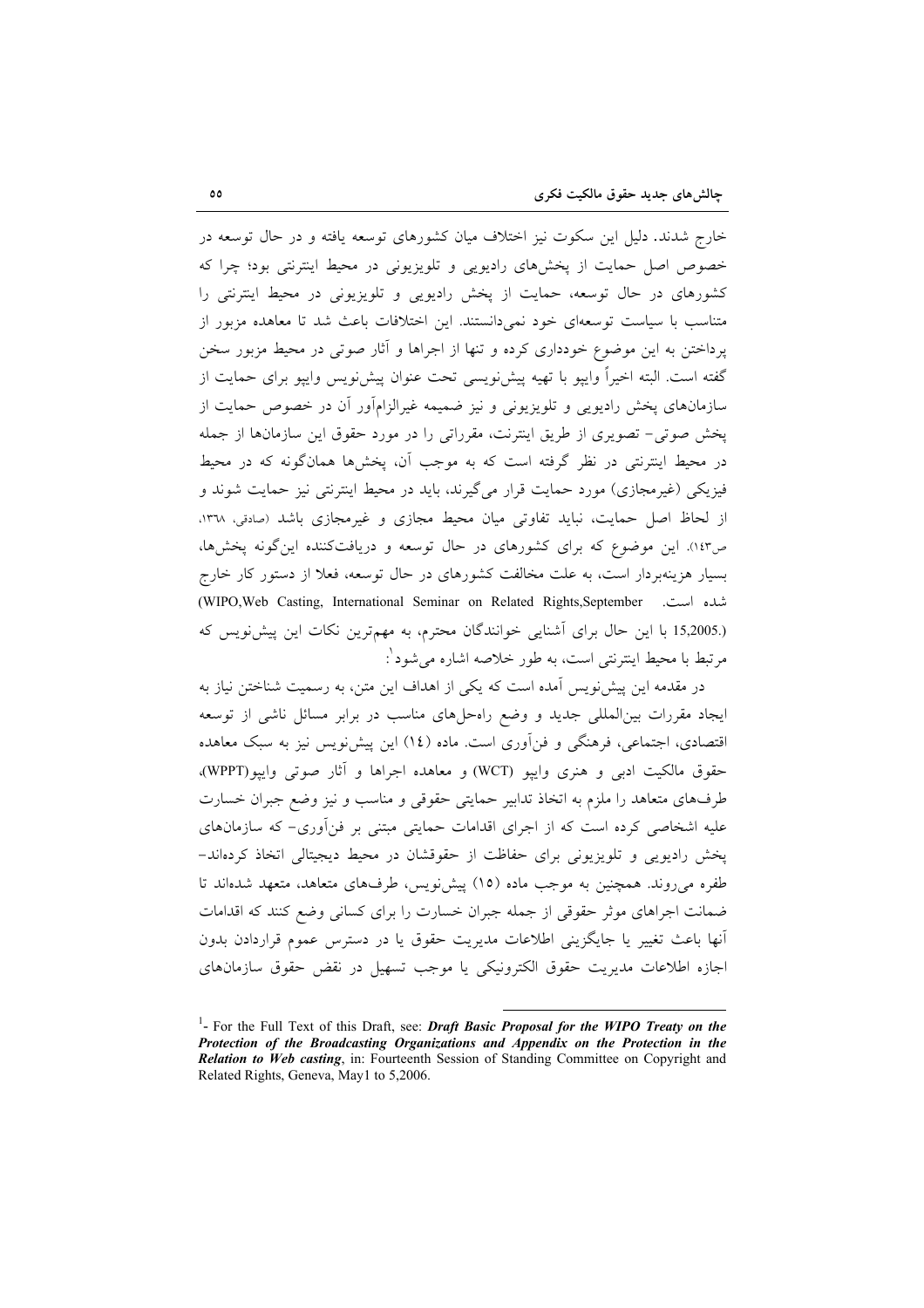خارج شدند. دلیل این سکوت نیز اختلاف میان کشورهای توسعه یافته و در حال توسعه در خصوص اصل حمایت از پخش‌های رادیویی و تلویزیونی در محیط اینترنتی بود؛ چرا که کشورهای در حال توسعه، حمایت از پخش رادیویی و تلویزیونی در محیط اینترنتی را متناسب با سیاست توسعه‌ای خود نمی‌دانستند. این اختلافات باعث شد تا معاهده مزبور از پرداختن به این موضوع خودداری کرده و تنها از اجراها و آثار صوتی در محیط مزبور سخن گفته است. البته اخیراً وایپو با تهیه پیش‌نویسی تحت عنوان پیش‌نویس وایپو برای حمایت از سازمان‌های پخش رادیویی و تلویزیونی و نیز ضمیمه غیرالزام‌آور آن در خصوص حمایت از پخش صوتی- تصویری از طریق اینترنت، مقرراتی را در مورد حقوق این سازمان‌ها از جمله در محیط اینترنتی در نظر گرفته است که به موجب آن، پخش‌ها همان‌گونه که در محیط فیزیکی (غیرمجازی) مورد حمایت قرار می‌گیرند، باید در محیط اینترنتی نیز حمایت شوند و از لحاظ اصل حمایت، نباید تفاوتی میان محیط مجازی و غیرمجازی باشد (صادقی، ۱۳۶۸، ص۱۴۳). این موضوع که برای کشورهای در حال توسعه و دریافت‌کننده این‌گونه پخش‌ها، بسیار هزینه‌بردار است، به علت مخالفت کشورهای در حال توسعه، فعلا از دستور کار خارج شده است. (WIPO,Web Casting, International Seminar on Related Rights,September 15,2005.) با این حال برای آشنایی خوانندگان محترم، به مهم‌ترین نکات این پیش‌نویس که مرتبط با محیط اینترنتی است، به طور خلاصه اشاره می‌شود[1]:

در مقدمه این پیش‌نویس آمده است که یکی از اهداف این متن، به رسمیت شناختن نیاز به ایجاد مقررات بین‌المللی جدید و وضع راه‌حل‌های مناسب در برابر مسائل ناشی از توسعه اقتصادی، اجتماعی، فرهنگی و فن‌آوری است. ماده (۱۴) این پیش‌نویس نیز به سبک معاهده حقوق مالکیت ادبی و هنری وایپو (WCT) و معاهده اجراها و آثار صوتی وایپو(WPPT)، طرف‌های متعاهد را ملزم به اتخاذ تدابیر حمایتی حقوقی و مناسب و نیز وضع جبران خسارت علیه اشخاصی کرده است که از اجرای اقدامات حمایتی مبتنی بر فن‌آوری- که سازمان‌های پخش رادیویی و تلویزیونی برای حفاظت از حقوقشان در محیط دیجیتالی اتخاذ کرده‌اند- طفره می‌روند. همچنین به موجب ماده (۱۵) پیش‌نویس، طرف‌های متعاهد، متعهد شده‌اند تا ضمانت اجراهای موثر حقوقی از جمله جبران خسارت را برای کسانی وضع کنند که اقدامات آنها باعث تغییر یا جایگزینی اطلاعات مدیریت حقوق یا در دسترس عموم قراردادن بدون اجازه اطلاعات مدیریت حقوق الکترونیکی یا موجب تسهیل در نقض حقوق سازمان‌های

---

[1]- For the Full Text of this Draft, see: ***Draft Basic Proposal for the WIPO Treaty on the Protection of the Broadcasting Organizations and Appendix on the Protection in the Relation to Web casting***, in: Fourteenth Session of Standing Committee on Copyright and Related Rights, Geneva, May1 to 5,2006.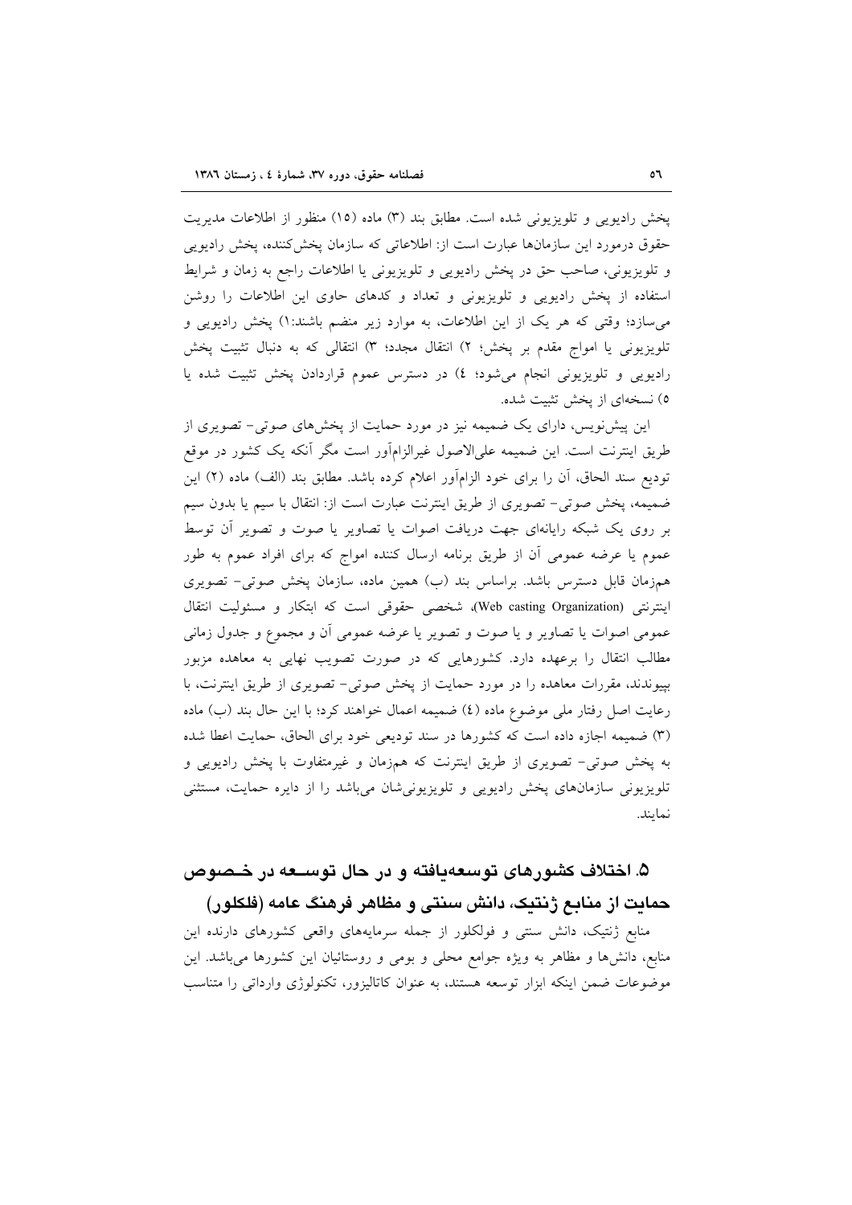پخش رادیویی و تلویزیونی شده است. مطابق بند (۳) ماده (۱۵) منظور از اطلاعات مدیریت حقوق درمورد این سازمان‌ها عبارت است از: اطلاعاتی که سازمان پخش‌کننده، پخش رادیویی و تلویزیونی، صاحب حق در پخش رادیویی و تلویزیونی یا اطلاعات راجع به زمان و شرایط استفاده از پخش رادیویی و تلویزیونی و تعداد و کدهای حاوی این اطلاعات را روشن می‌سازد؛ وقتی که هر یک از این اطلاعات، به موارد زیر منضم باشند:۱) پخش رادیویی و تلویزیونی یا امواج مقدم بر پخش؛ ۲) انتقال مجدد؛ ۳) انتقالی که به دنبال تثبیت پخش رادیویی و تلویزیونی انجام می‌شود؛ ٤) در دسترس عموم قراردادن پخش تثبیت شده یا ٥) نسخه‌ای از پخش تثبیت شده.

این پیش‌نویس، دارای یک ضمیمه نیز در مورد حمایت از پخش‌های صوتی- تصویری از طریق اینترنت است. این ضمیمه علی‌الاصول غیرالزام‌آور است مگر آنکه یک کشور در موقع تودیع سند الحاق، آن را برای خود الزام‌آور اعلام کرده باشد. مطابق بند (الف) ماده (۲) این ضمیمه، پخش صوتی- تصویری از طریق اینترنت عبارت است از: انتقال با سیم یا بدون سیم بر روی یک شبکه رایانه‌ای جهت دریافت اصوات یا تصاویر یا صوت و تصویر آن توسط عموم یا عرضه عمومی آن از طریق برنامه ارسال کننده امواج که برای افراد عموم به طور هم‌زمان قابل دسترس باشد. براساس بند (ب) همین ماده، سازمان پخش صوتی- تصویری اینترنتی (Web casting Organization)، شخصی حقوقی است که ابتکار و مسئولیت انتقال عمومی اصوات یا تصاویر و یا صوت و تصویر یا عرضه عمومی آن و مجموع و جدول زمانی مطالب انتقال را برعهده دارد. کشورهایی که در صورت تصویب نهایی به معاهده مزبور بپیوندند، مقررات معاهده را در مورد حمایت از پخش صوتی- تصویری از طریق اینترنت، با رعایت اصل رفتار ملی موضوع ماده (٤) ضمیمه اعمال خواهند کرد؛ با این حال بند (ب) ماده (۳) ضمیمه اجازه داده است که کشورها در سند تودیعی خود برای الحاق، حمایت اعطا شده به پخش صوتی- تصویری از طریق اینترنت که هم‌زمان و غیرمتفاوت با پخش رادیویی و تلویزیونی سازمان‌های پخش رادیویی و تلویزیونی‌شان می‌باشد را از دایره حمایت، مستثنی نمایند.

## ٥. اختلاف کشورهای توسعه‌یافته و در حال توسعه در خصوص حمایت از منابع ژنتیک، دانش سنتی و مظاهر فرهنگ عامه (فلکلور)

منابع ژنتیک، دانش سنتی و فولکلور از جمله سرمایه‌های واقعی کشورهای دارنده این منابع، دانش‌ها و مظاهر به ویژه جوامع محلی و بومی و روستائیان این کشورها می‌باشد. این موضوعات ضمن اینکه ابزار توسعه هستند، به عنوان کاتالیزور، تکنولوژی وارداتی را متناسب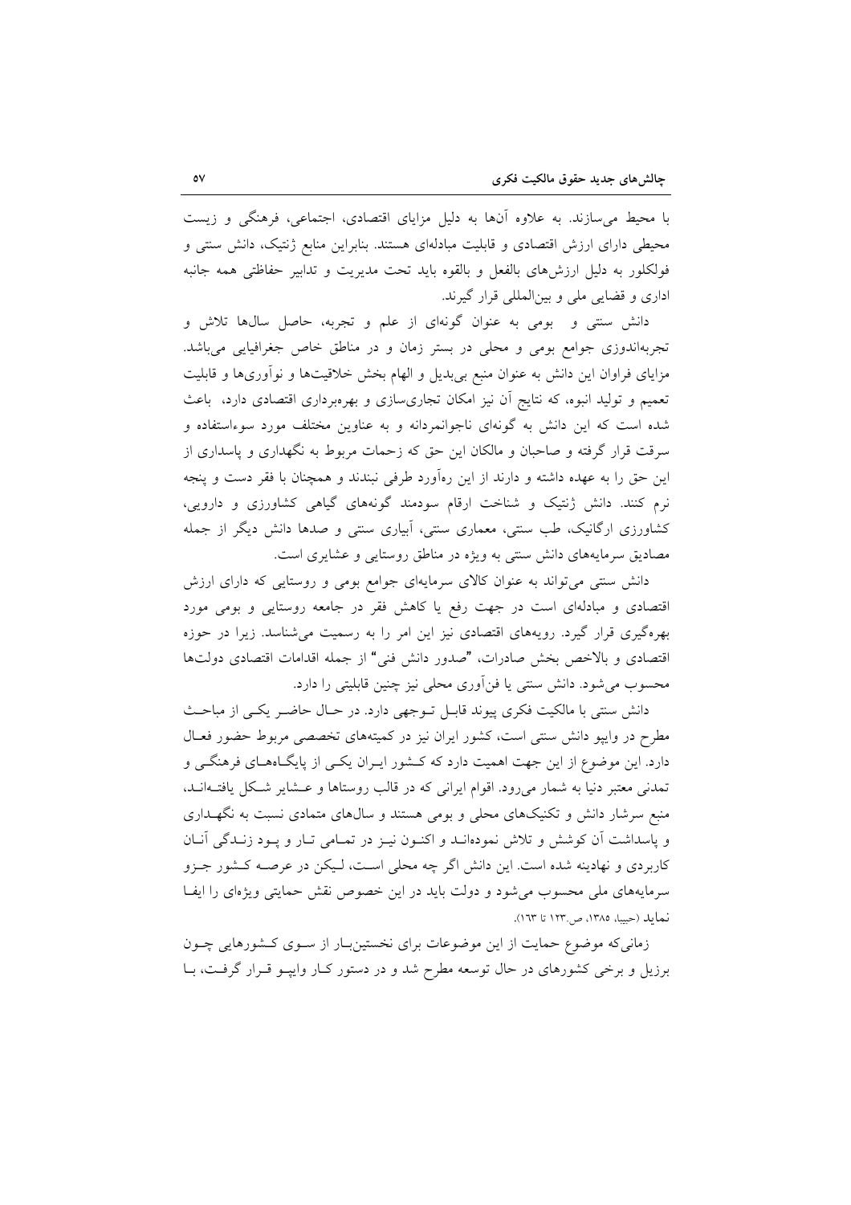با محیط می‌سازند. به علاوه آن‌ها به دلیل مزایای اقتصادی، اجتماعی، فرهنگی و زیست محیطی دارای ارزش اقتصادی و قابلیت مبادله‌ای هستند. بنابراین منابع ژنتیک، دانش سنتی و فولکلور به دلیل ارزش‌های بالفعل و بالقوه باید تحت مدیریت و تدابیر حفاظتی همه جانبه اداری و قضایی ملی و بین‌المللی قرار گیرند.

دانش سنتی و بومی به عنوان گونه‌ای از علم و تجربه، حاصل سال‌ها تلاش و تجربه‌اندوزی جوامع بومی و محلی در بستر زمان و در مناطق خاص جغرافیایی می‌باشد. مزایای فراوان این دانش به عنوان منبع بی‌بدیل و الهام بخش خلاقیت‌ها و نوآوری‌ها و قابلیت تعمیم و تولید انبوه، که نتایج آن نیز امکان تجاری‌سازی و بهره‌برداری اقتصادی دارد، باعث شده است که این دانش به گونه‌ای ناجوانمردانه و به عناوین مختلف مورد سوءاستفاده و سرقت قرار گرفته و صاحبان و مالکان این حق که زحمات مربوط به نگهداری و پاسداری از این حق را به عهده داشته و دارند از این ره‌آورد طرفی نبندند و همچنان با فقر دست و پنجه نرم کنند. دانش ژنتیک و شناخت ارقام سودمند گونه‌های گیاهی کشاورزی و دارویی، کشاورزی ارگانیک، طب سنتی، معماری سنتی، آبیاری سنتی و صدها دانش دیگر از جمله مصادیق سرمایه‌های دانش سنتی به ویژه در مناطق روستایی و عشایری است.

دانش سنتی می‌تواند به عنوان کالای سرمایه‌ای جوامع بومی و روستایی که دارای ارزش اقتصادی و مبادله‌ای است در جهت رفع یا کاهش فقر در جامعه روستایی و بومی مورد بهره‌گیری قرار گیرد. رویه‌های اقتصادی نیز این امر را به رسمیت می‌شناسد. زیرا در حوزه اقتصادی و بالاخص بخش صادرات، "صدور دانش فنی" از جمله اقدامات اقتصادی دولت‌ها محسوب می‌شود. دانش سنتی یا فن‌آوری محلی نیز چنین قابلیتی را دارد.

دانش سنتی با مالکیت فکری پیوند قابل توجهی دارد. در حال حاضر یکی از مباحث مطرح در وایپو دانش سنتی است، کشور ایران نیز در کمیته‌های تخصصی مربوط حضور فعال دارد. این موضوع از این جهت اهمیت دارد که کشور ایران یکی از پایگاه‌های فرهنگی و تمدنی معتبر دنیا به شمار می‌رود. اقوام ایرانی که در قالب روستاها و عشایر شکل یافته‌اند، منبع سرشار دانش و تکنیک‌های محلی و بومی هستند و سال‌های متمادی نسبت به نگهداری و پاسداشت آن کوشش و تلاش نموده‌اند و اکنون نیز در تمامی تار و پود زندگی آنان کاربردی و نهادینه شده است. این دانش اگر چه محلی است، لیکن در عرصه کشور جزو سرمایه‌های ملی محسوب می‌شود و دولت باید در این خصوص نقش حمایتی ویژه‌ای را ایفا نماید (حبیبا، ۱۳۸۵، ص.۱۲۳ تا ۱۶۳).

زمانی‌که موضوع حمایت از این موضوعات برای نخستین‌بار از سوی کشورهایی چون برزیل و برخی کشورهای در حال توسعه مطرح شد و در دستور کار وایپو قرار گرفت، با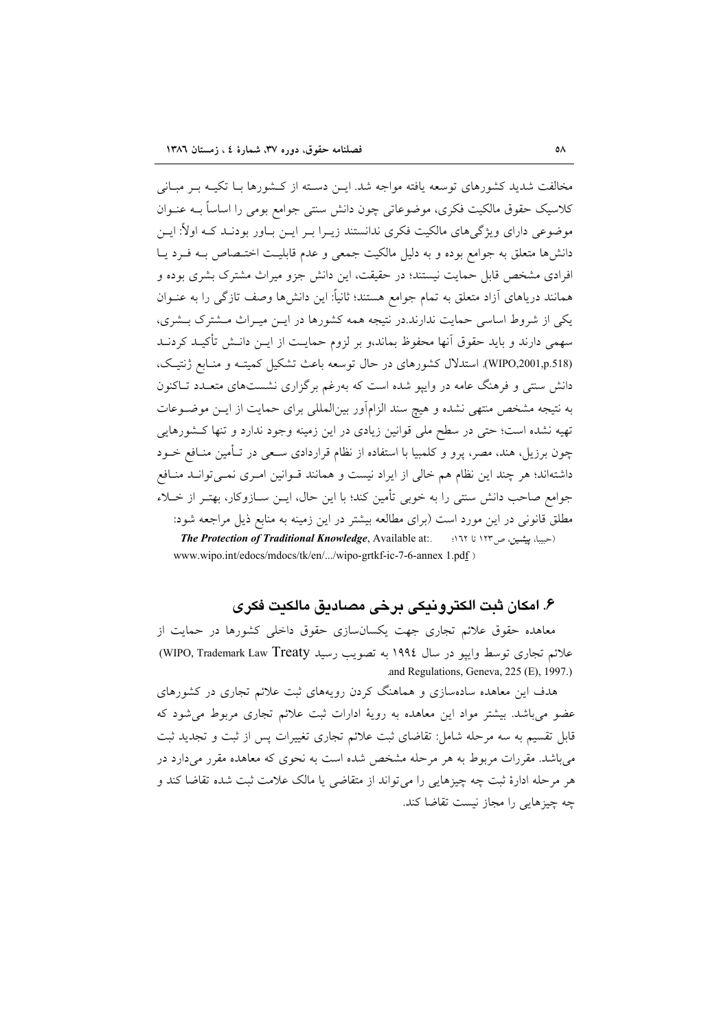مخالفت شدید کشورهای توسعه یافته مواجه شد. ایـن دسـته از کـشورها بـا تکیـه بـر مبـانی کلاسیک حقوق مالکیت فکری، موضوعاتی چون دانش سنتی جوامع بومی را اساساً بـه عنـوان موضوعی دارای ویژگی‌های مالکیت فکری ندانستند زیـرا بـر ایـن بـاور بودنـد کـه اولاً: ایـن دانش‌ها متعلق به جوامع بوده و به دلیل مالکیت جمعی و عدم قابلیـت اختـصاص بـه فـرد یـا افرادی مشخص قابل حمایت نیستند؛ در حقیقت، این دانش جزو میراث مشترک بشری بوده و همانند دریاهای آزاد متعلق به تمام جوامع هستند؛ ثانیاً: این دانش‌ها وصف تازگی را به عنـوان یکی از شروط اساسی حمایت ندارند.در نتیجه همه کشورها در ایـن میـراث مـشترک بـشری، سهمی دارند و باید حقوق آنها محفوظ بماند،و بر لزوم حمایـت از ایـن دانـش تأکیـد کردنـد (WIPO,2001,p.518). استدلال کشورهای در حال توسعه باعث تشکیل کمیتـه و منـابع ژنتیـک، دانش سنتی و فرهنگ عامه در وایپو شده است که به‌رغم برگزاری نشست‌های متعـدد تـاکنون به نتیجه مشخص منتهی نشده و هیچ سند الزام‌آور بین‌المللی برای حمایت از ایـن موضـوعات تهیه نشده است؛ حتی در سطح ملی قوانین زیادی در این زمینه وجود ندارد و تنها کـشورهایی چون برزیل، هند، مصر، پرو و کلمبیا با استفاده از نظام قراردادی سـعی در تـأمین منـافع خـود داشته‌اند؛ هر چند این نظام هم خالی از ایراد نیست و همانند قـوانین امـری نمـی‌توانـد منـافع جوامع صاحب دانش سنتی را به خوبی تأمین کند؛ با این حال، ایـن سـازوکار، بهتـر از خـلاء مطلق قانونی در این مورد است (برای مطالعه بیشتر در این زمینه به منابع ذیل مراجعه شود: (حبیبا، **پیشین**، ص۱۲۳ تا ۱۶۲؛ .:*The Protection of Traditional Knowledge*, Available at www.wipo.int/edocs/mdocs/tk/en/.../wipo-grtkf-ic-7-6-annex 1.pdf )

## ۶. امکان ثبت الکترونیکی برخی مصادیق مالکیت فکری

معاهده حقوق علائم تجاری جهت یکسان‌سازی حقوق داخلی کشورها در حمایت از علائم تجاری توسط وایپو در سال ۱۹۹٤ به تصویب رسید (WIPO, Trademark Law Treaty and Regulations, Geneva, 225 (E), 1997.)

هدف این معاهده ساده‌سازی و هماهنگ کردن رویه‌های ثبت علائم تجاری در کشورهای عضو می‌باشد. بیشتر مواد این معاهده به رویهٔ ادارات ثبت علائم تجاری مربوط می‌شود که قابل تقسیم به سه مرحله شامل: تقاضای ثبت علائم تجاری تغییرات پس از ثبت و تجدید ثبت می‌باشد. مقررات مربوط به هر مرحله مشخص شده است به نحوی که معاهده مقرر می‌دارد در هر مرحله ادارهٔ ثبت چه چیزهایی را می‌تواند از متقاضی یا مالک علامت ثبت شده تقاضا کند و چه چیزهایی را مجاز نیست تقاضا کند.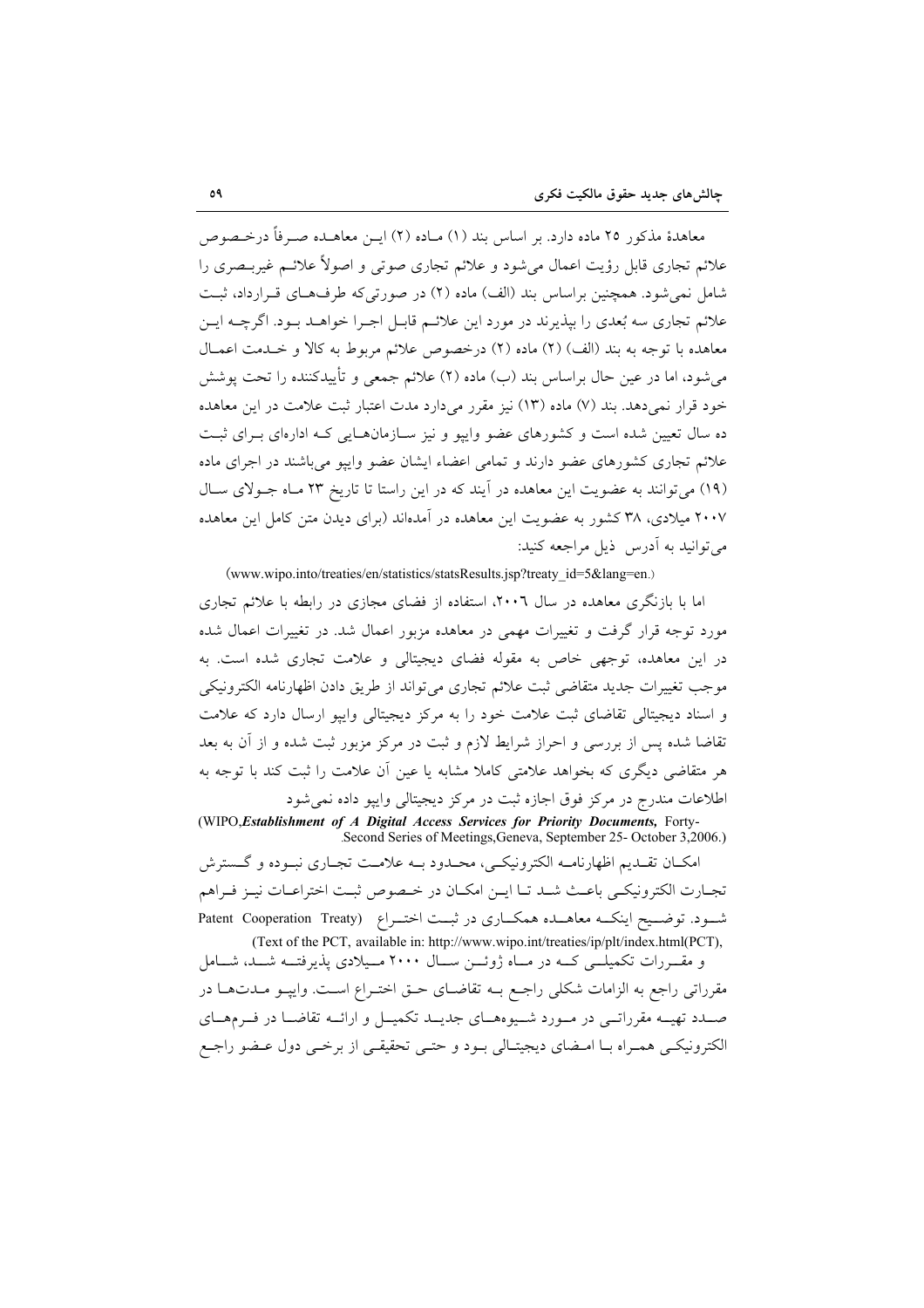معاهدهٔ مذکور ۲۵ ماده دارد. بر اساس بند (۱) مـاده (۲) ایـن معاهـده صـرفاً درخـصوص علائم تجاری قابل رؤیت اعمال می‌شود و علائم تجاری صوتی و اصولاً علائـم غیربـصری را شامل نمی‌شود. همچنین براساس بند (الف) ماده (۲) در صورتی‌که طرف‌هـای قـرارداد، ثبـت علائم تجاری سه بُعدی را بپذیرند در مورد این علائـم قابـل اجـرا خواهـد بـود. اگرچـه ایـن معاهده با توجه به بند (الف) (۲) ماده (۲) درخصوص علائم مربوط به کالا و خـدمت اعمـال می‌شود، اما در عین حال براساس بند (ب) ماده (۲) علائم جمعی و تأییدکننده را تحت پوشش خود قرار نمی‌دهد. بند (۷) ماده (۱۳) نیز مقرر می‌دارد مدت اعتبار ثبت علامت در این معاهده ده سال تعیین شده است و کشورهای عضو واپیو و نیز سـازمان‌هـایی کـه اداره‌ای بـرای ثبـت علائم تجاری کشورهای عضو دارند و تمامی اعضاء ایشان عضو واپیو می‌باشند در اجرای ماده (۱۹) می‌توانند به عضویت این معاهده در آیند که در این راستا تا تاریخ ۲۳ مـاه جـولای سـال ۲۰۰۷ میلادی، ۳۸ کشور به عضویت این معاهده در آمده‌اند (برای دیدن متن کامل این معاهده می‌توانید به آدرس ذیل مراجعه کنید:

(www.wipo.into/treaties/en/statistics/statsResults.jsp?treaty_id=5&lang=en.)

اما با بازنگری معاهده در سال ۲۰۰۶، استفاده از فضای مجازی در رابطه با علائم تجاری مورد توجه قرار گرفت و تغییرات مهمی در معاهده مزبور اعمال شد. در تغییرات اعمال شده در این معاهده، توجهی خاص به مقوله فضای دیجیتالی و علامت تجاری شده است. به موجب تغییرات جدید متقاضی ثبت علائم تجاری می‌تواند از طریق دادن اظهارنامه الکترونیکی و اسناد دیجیتالی تقاضای ثبت علامت خود را به مرکز دیجیتالی واپیو ارسال دارد که علامت تقاضا شده پس از بررسی و احراز شرایط لازم و ثبت در مرکز مزبور ثبت شده و از آن به بعد هر متقاضی دیگری که بخواهد علامتی کاملا مشابه یا عین آن علامت را ثبت کند با توجه به اطلاعات مندرج در مرکز فوق اجازه ثبت در مرکز دیجیتالی واپیو داده نمی‌شود

(WIPO,*Establishment of A Digital Access Services for Priority Documents,* Forty-Second Series of Meetings,Geneva, September 25- October 3,2006.)

امکـان تقـدیم اظهارنامـه الکترونیکـی، محـدود بـه علامـت تجـاری نبـوده و گـسترش تجـارت الکترونیکـی باعـث شـد تـا ایـن امکـان در خـصوص ثبـت اختراعـات نیـز فـراهم شـود. توضـیح اینکـه معاهـده همکـاری در ثبـت اختـراع (Patent Cooperation Treaty

(Text of the PCT, available in: http://www.wipo.int/treaties/ip/plt/index.html(PCT),

و مقـررات تکمیلـی کـه در مـاه ژوئـن سـال ۲۰۰۰ مـیلادی پذیرفتـه شـد، شـامل مقرراتی راجع به الزامات شکلی راجـع بـه تقاضـای حـق اختـراع اسـت. واپیـو مـدت‌هـا در صـدد تهیـه مقرراتـی در مـورد شـیوه‌هـای جدیـد تکمیـل و ارائـه تقاضـا در فـرم‌هـای الکترونیکـی همـراه بـا امـضای دیجیتـالی بـود و حتـی تحقیقـی از برخـی دول عـضو راجـع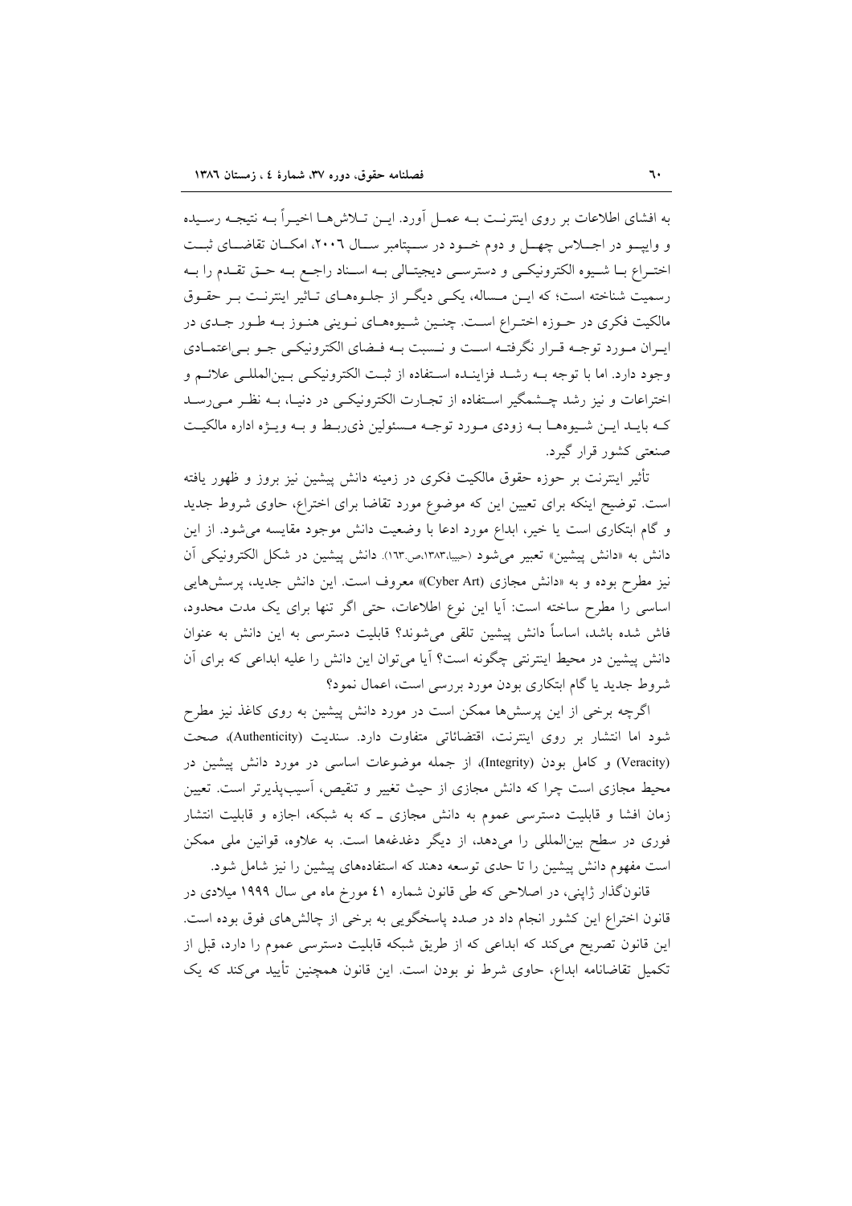به افشای اطلاعات بر روی اینترنت به عمل آورد. این تلاش‌ها اخیراً به نتیجه رسیده و وایپو در اجلاس چهل و دوم خود در سپتامبر سال ۲۰۰۶، امکان تقاضای ثبت اختراع با شیوه الکترونیکی و دسترسی دیجیتالی به اسناد راجع به حق تقدم را به رسمیت شناخته است؛ که این مساله، یکی دیگر از جلوه‌های تاثیر اینترنت بر حقوق مالکیت فکری در حوزه اختراع است. چنین شیوه‌های نوینی هنوز به طور جدی در ایران مورد توجه قرار نگرفته است و نسبت به فضای الکترونیکی جو بی‌اعتمادی وجود دارد. اما با توجه به رشد فزاینده استفاده از ثبت الکترونیکی بین‌المللی علائم و اختراعات و نیز رشد چشمگیر استفاده از تجارت الکترونیکی در دنیا، به نظر می‌رسد که باید این شیوه‌ها به زودی مورد توجه مسئولین ذی‌ربط و به ویژه اداره مالکیت صنعتی کشور قرار گیرد.

تأثیر اینترنت بر حوزه حقوق مالکیت فکری در زمینه دانش پیشین نیز بروز و ظهور یافته است. توضیح اینکه برای تعیین این که موضوع مورد تقاضا برای اختراع، حاوی شروط جدید و گام ابتکاری است یا خیر، ابداع مورد ادعا با وضعیت دانش موجود مقایسه می‌شود. از این دانش به «دانش پیشین» تعبیر می‌شود (حبیبا،۱۳۸۳،ص.۱۶۳). دانش پیشین در شکل الکترونیکی آن نیز مطرح بوده و به «دانش مجازی (Cyber Art)» معروف است. این دانش جدید، پرسش‌هایی اساسی را مطرح ساخته است: آیا این نوع اطلاعات، حتی اگر تنها برای یک مدت محدود، فاش شده باشد، اساساً دانش پیشین تلقی می‌شوند؟ قابلیت دسترسی به این دانش به عنوان دانش پیشین در محیط اینترنتی چگونه است؟ آیا می‌توان این دانش را علیه ابداعی که برای آن شروط جدید یا گام ابتکاری بودن مورد بررسی است، اعمال نمود؟

اگرچه برخی از این پرسش‌ها ممکن است در مورد دانش پیشین به روی کاغذ نیز مطرح شود اما انتشار بر روی اینترنت، اقتضائاتی متفاوت دارد. سندیت (Authenticity)، صحت (Veracity) و کامل بودن (Integrity)، از جمله موضوعات اساسی در مورد دانش پیشین در محیط مجازی است چرا که دانش مجازی از حیث تغییر و تنقیص، آسیب‌پذیرتر است. تعیین زمان افشا و قابلیت دسترسی عموم به دانش مجازی ـ که به شبکه، اجازه و قابلیت انتشار فوری در سطح بین‌المللی را می‌دهد، از دیگر دغدغه‌ها است. به علاوه، قوانین ملی ممکن است مفهوم دانش پیشین را تا حدی توسعه دهند که استفاده‌های پیشین را نیز شامل شود.

قانون‌گذار ژاپنی، در اصلاحی که طی قانون شماره ٤١ مورخ ماه می سال ۱۹۹۹ میلادی در قانون اختراع این کشور انجام داد در صدد پاسخگویی به برخی از چالش‌های فوق بوده است. این قانون تصریح می‌کند که ابداعی که از طریق شبکه قابلیت دسترسی عموم را دارد، قبل از تکمیل تقاضانامه ابداع، حاوی شرط نو بودن است. این قانون همچنین تأیید می‌کند که یک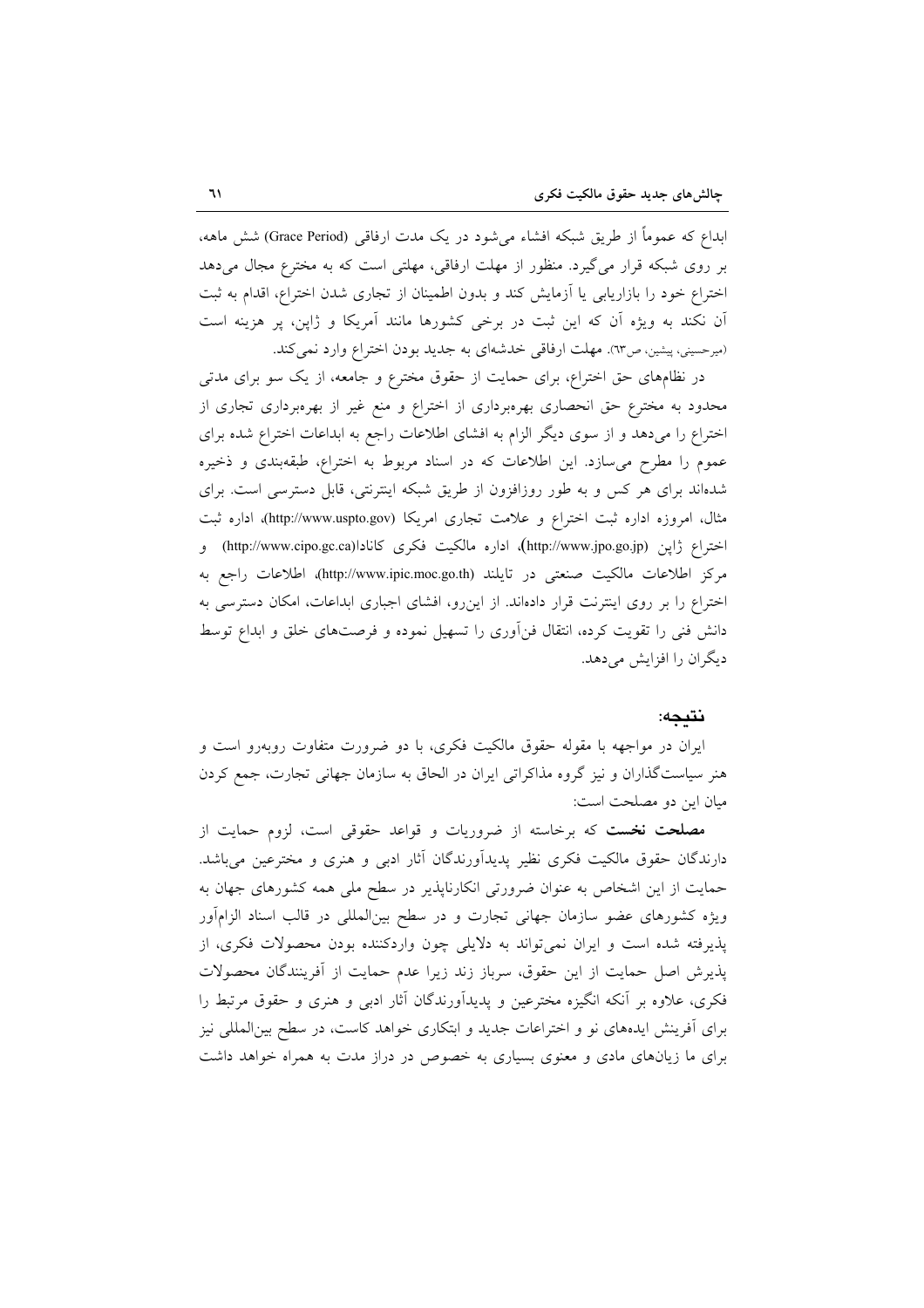ابداع که عموماً از طریق شبکه افشاء می‌شود در یک مدت ارفاقی (Grace Period) شش ماهه، بر روی شبکه قرار می‌گیرد. منظور از مهلت ارفاقی، مهلتی است که به مخترع مجال می‌دهد اختراع خود را بازاریابی یا آزمایش کند و بدون اطمینان از تجاری شدن اختراع، اقدام به ثبت آن نکند به ویژه آن که این ثبت در برخی کشورها مانند آمریکا و ژاپن، پر هزینه است (میرحسینی، پیشین، ص۶۳). مهلت ارفاقی خدشه‌ای به جدید بودن اختراع وارد نمی‌کند.

در نظام‌های حق اختراع، برای حمایت از حقوق مخترع و جامعه، از یک سو برای مدتی محدود به مخترع حق انحصاری بهره‌برداری از اختراع و منع غیر از بهره‌برداری تجاری از اختراع را می‌دهد و از سوی دیگر الزام به افشای اطلاعات راجع به ابداعات اختراع شده برای عموم را مطرح می‌سازد. این اطلاعات که در اسناد مربوط به اختراع، طبقه‌بندی و ذخیره شده‌اند برای هر کس و به طور روزافزون از طریق شبکه اینترنتی، قابل دسترسی است. برای مثال، امروزه اداره ثبت اختراع و علامت تجاری امریکا (http://www.uspto.gov)، اداره ثبت اختراع ژاپن (http://www.jpo.go.jp)، اداره مالکیت فکری کانادا(http://www.cipo.gc.ca) و مرکز اطلاعات مالکیت صنعتی در تایلند (http://www.ipic.moc.go.th)، اطلاعات راجع به اختراع را بر روی اینترنت قرار داده‌اند. از این‌رو، افشای اجباری ابداعات، امکان دسترسی به دانش فنی را تقویت کرده، انتقال فن‌آوری را تسهیل نموده و فرصت‌های خلق و ابداع توسط دیگران را افزایش می‌دهد.

## نتیجه:

ایران در مواجهه با مقوله حقوق مالکیت فکری، با دو ضرورت متفاوت روبه‌رو است و هنر سیاست‌گذاران و نیز گروه مذاکراتی ایران در الحاق به سازمان جهانی تجارت، جمع کردن میان این دو مصلحت است:

**مصلحت نخست** که برخاسته از ضروریات و قواعد حقوقی است، لزوم حمایت از دارندگان حقوق مالکیت فکری نظیر پدیدآورندگان آثار ادبی و هنری و مخترعین می‌باشد. حمایت از این اشخاص به عنوان ضرورتی انکارناپذیر در سطح ملی همه کشورهای جهان به ویژه کشورهای عضو سازمان جهانی تجارت و در سطح بین‌المللی در قالب اسناد الزام‌آور پذیرفته شده است و ایران نمی‌تواند به دلایلی چون واردکننده بودن محصولات فکری، از پذیرش اصل حمایت از این حقوق، سرباز زند زیرا عدم حمایت از آفرینندگان محصولات فکری، علاوه بر آنکه انگیزه مخترعین و پدیدآورندگان آثار ادبی و هنری و حقوق مرتبط را برای آفرینش ایده‌های نو و اختراعات جدید و ابتکاری خواهد کاست، در سطح بین‌المللی نیز برای ما زیان‌های مادی و معنوی بسیاری به خصوص در دراز مدت به همراه خواهد داشت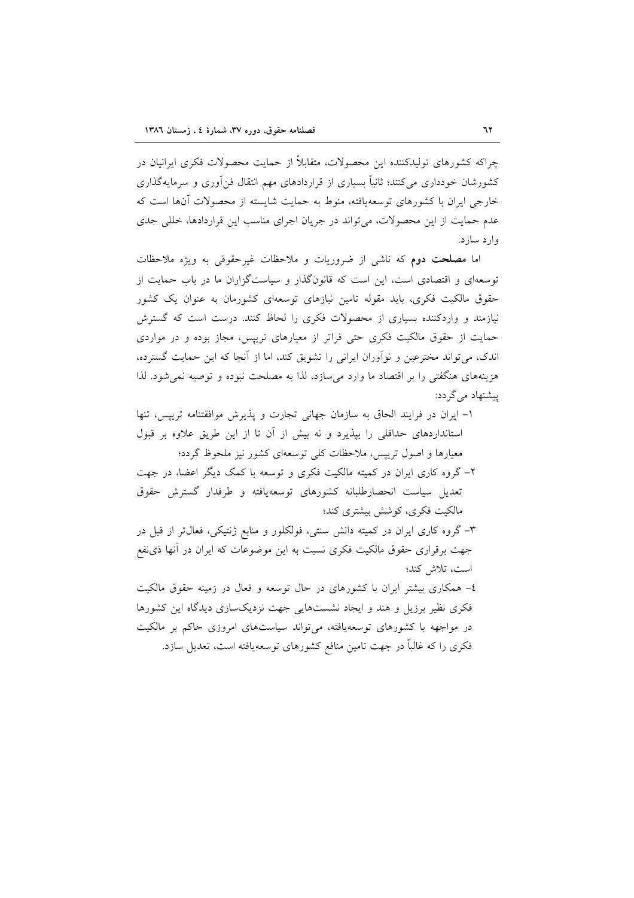چراکه کشورهای تولیدکننده این محصولات، متقابلاً از حمایت محصولات فکری ایرانیان در کشورشان خودداری می‌کنند؛ ثانیاً بسیاری از قراردادهای مهم انتقال فن‌آوری و سرمایه‌گذاری خارجی ایران با کشورهای توسعه‌یافته، منوط به حمایت شایسته از محصولات آن‌ها است که عدم حمایت از این محصولات، می‌تواند در جریان اجرای مناسب این قراردادها، خللی جدی وارد سازد.

اما **مصلحت دوم** که ناشی از ضروریات و ملاحظات غیرحقوقی به ویژه ملاحظات توسعه‌ای و اقتصادی است، این است که قانون‌گذار و سیاست‌گزاران ما در باب حمایت از حقوق مالکیت فکری، باید مقوله تامین نیازهای توسعه‌ای کشورمان به عنوان یک کشور نیازمند و واردکننده بسیاری از محصولات فکری را لحاظ کنند. درست است که گسترش حمایت از حقوق مالکیت فکری حتی فراتر از معیارهای ترپیس، مجاز بوده و در مواردی اندک، می‌تواند مخترعین و نوآوران ایرانی را تشویق کند، اما از آنجا که این حمایت گسترده، هزینه‌های هنگفتی را بر اقتصاد ما وارد می‌سازد، لذا به مصلحت نبوده و توصیه نمی‌شود. لذا پیشنهاد می‌گردد:

۱- ایران در فرایند الحاق به سازمان جهانی تجارت و پذیرش موافقتنامه ترپیس، تنها استانداردهای حداقلی را بپذیرد و نه بیش از آن تا از این طریق علاوه بر قبول معیارها و اصول ترپیس، ملاحظات کلی توسعه‌ای کشور نیز ملحوظ گردد؛

۲- گروه کاری ایران در کمیته مالکیت فکری و توسعه با کمک دیگر اعضا، در جهت تعدیل سیاست انحصارطلبانه کشورهای توسعه‌یافته و طرفدار گسترش حقوق مالکیت فکری، کوشش بیشتری کند؛

۳- گروه کاری ایران در کمیته دانش سنتی، فولکلور و منابع ژنتیکی، فعال‌تر از قبل در جهت برقراری حقوق مالکیت فکری نسبت به این موضوعات که ایران در آنها ذی‌نفع است، تلاش کند؛

۴- همکاری بیشتر ایران با کشورهای در حال توسعه و فعال در زمینه حقوق مالکیت فکری نظیر برزیل و هند و ایجاد نشست‌هایی جهت نزدیک‌سازی دیدگاه این کشورها در مواجهه با کشورهای توسعه‌یافته، می‌تواند سیاست‌های امروزی حاکم بر مالکیت فکری را که غالباً در جهت تامین منافع کشورهای توسعه‌یافته است، تعدیل سازد.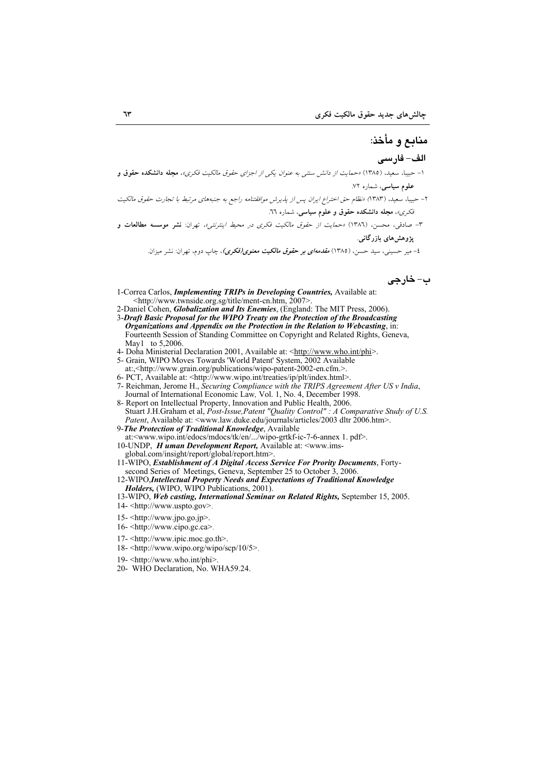## منابع و مأخذ:

### الف- فارسی

۱- حبیبا، سعید، (۱۳۸۵) «حمایت از دانش سنتی به عنوان یکی از اجزای حقوق مالکیت فکری»، **مجله دانشکده حقوق و علوم سیاسی**، شماره ۷۲.

۲- حبیبا، سعید، (۱۳۸۳) «نظام حق اختراع ایران پس از پذیرش موافقتنامه راجع به جنبه‌های مرتبط با تجارت حقوق مالکیت فکری»، **مجله دانشکده حقوق و علوم سیاسی**، شماره ٦٦.

۳- صادقی، محسن، (۱۳۸٦) «حمایت از حقوق مالکیت فکری در محیط اینترنتی»، تهران: **نشر موسسه مطالعات و پژوهش‌های بازرگانی**.

٤- میر حسینی، سید حسن، (۱۳۸۵) ***مقدمه‌ای بر حقوق مالکیت معنوی(فکری)***، چاپ دوم، تهران: نشر میزان.

### ب- خارجی

1-Correa Carlos, ***Implementing TRIPs in Developing Countries,*** Available at: <http://www.twnside.org.sg/title/ment-cn.htm, 2007>.

2-Daniel Cohen, ***Globalization and Its Enemies***, (England: The MIT Press, 2006).

3-***Draft Basic Proposal for the WIPO Treaty on the Protection of the Broadcasting Organizations and Appendix on the Protection in the Relation to Webcasting***, in: Fourteenth Session of Standing Committee on Copyright and Related Rights, Geneva, May1 to 5,2006.

4- Doha Ministerial Declaration 2001, Available at: <http://www.who.int/phi>.

5- Grain, WIPO Moves Towards 'World Patent' System, 2002 Available at:,<http://www.grain.org/publications/wipo-patent-2002-en.cfm.>.

6- PCT, Available at: <http://www.wipo.int/treaties/ip/plt/index.html>.

7- Reichman, Jerome H., *Securing Compliance with the TRIPS Agreement After US v India*, Journal of International Economic Law*,* Vol. 1, No. 4, December 1998.

8- Report on Intellectual Property, Innovation and Public Health, 2006.
Stuart J.H.Graham et al, *Post-Issue,Patent "Quality Control" : A Comparative Study of U.S. Patent*, Available at: <www.law.duke.edu/journals/articles/2003 dltr 2006.htm>.

9-***The Protection of Traditional Knowledge***, Available at:<www.wipo.int/edocs/mdocs/tk/en/.../wipo-grtkf-ic-7-6-annex 1. pdf>.

10-UNDP, ***H uman Development Report,*** Available at: <www.ims-global.com/insight/report/global/report.htm>.

11-WIPO, ***Establishment of A Digital Access Service For Prority Documents***, Forty-second Series of Meetings, Geneva, September 25 to October 3, 2006.

12-WIPO,***Intellectual Property Needs and Expectations of Traditional Knowledge Holders,*** (WIPO, WIPO Publications, 2001).

13-WIPO, ***Web casting, International Seminar on Related Rights,*** September 15, 2005.

14- <http://www.uspto.gov>.

15- <http://www.jpo.go.jp>.

16- <http://www.cipo.gc.ca>.

17- <http://www.ipic.moc.go.th>.

18- <http://www.wipo.org/wipo/scp/10/5>.

19- <http://www.who.int/phi>.

20- WHO Declaration, No. WHA59.24.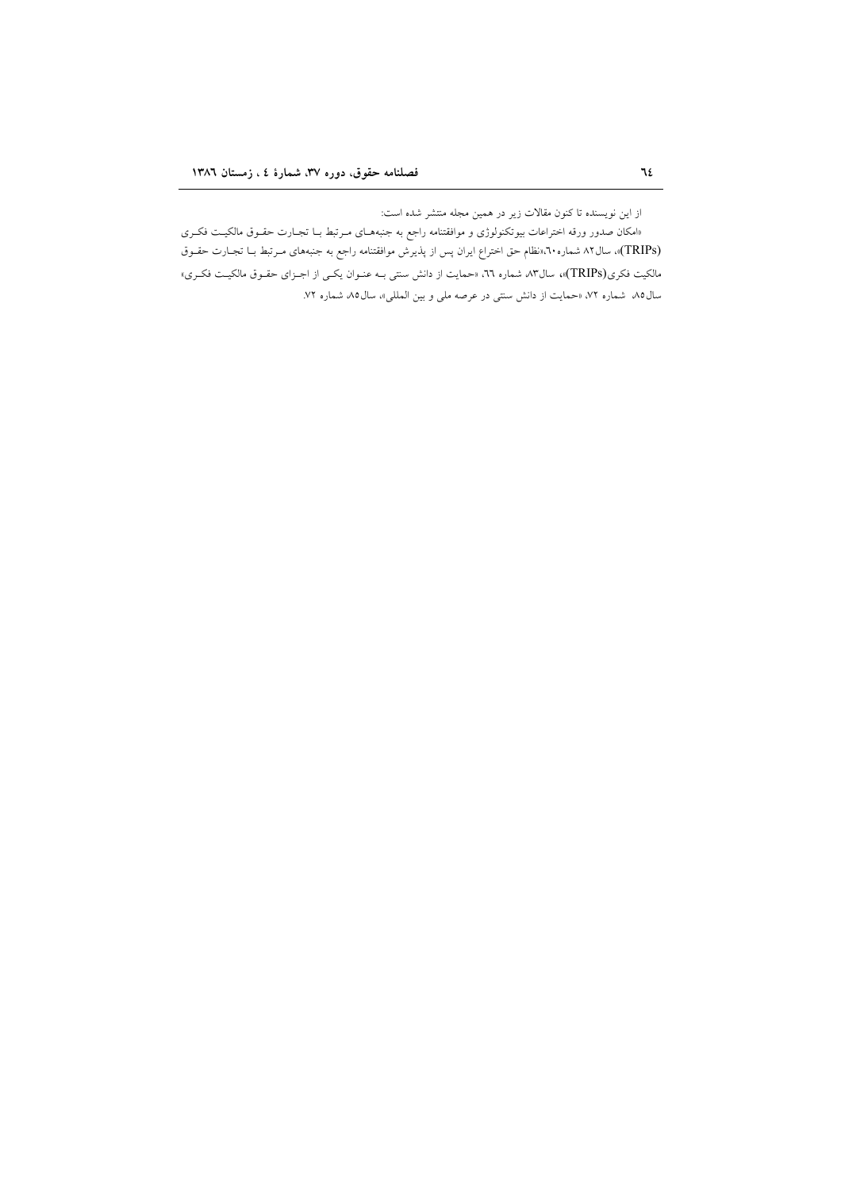از این نویسنده تا کنون مقالات زیر در همین مجله منتشر شده است:

«امکان صدور ورقه اختراعات بیوتکنولوژی و موافقتنامه راجع به جنبه‌های مرتبط با تجارت حقوق مالکیت فکری (TRIPs)»، سال۸۲ شماره ٦۰،«نظام حق اختراع ایران پس از پذیرش موافقتنامه راجع به جنبه‌های مرتبط با تجارت حقوق مالکیت فکری(TRIPs)»، سال۸۳ شماره ٦٦، «حمایت از دانش سنتی به عنوان یکی از اجزای حقوق مالکیت فکری» سال۸۵، شماره ۷۲، «حمایت از دانش سنتی در عرصه ملی و بین المللی»، سال۸۵، شماره ۷۲.